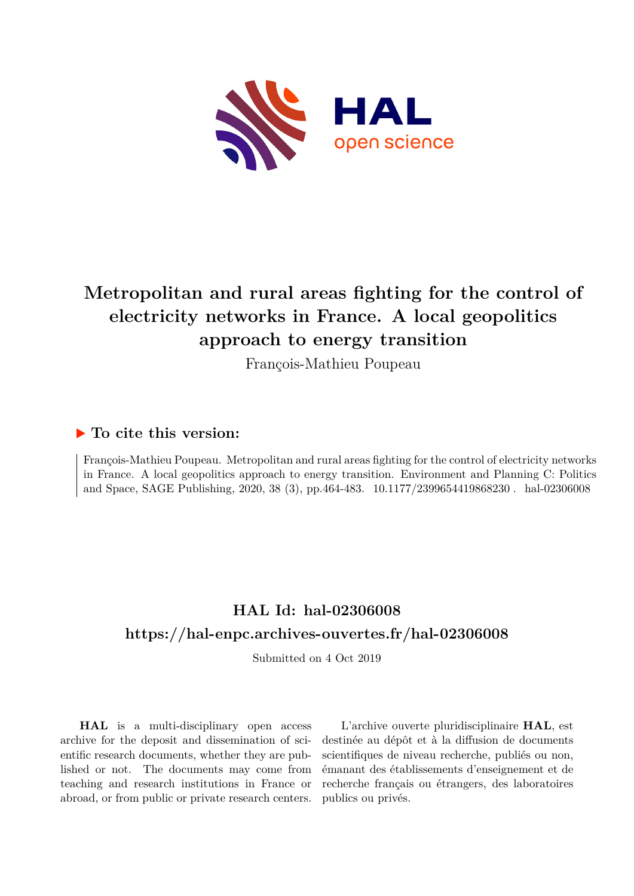# Metropolitan and rural areas fighting for the control of electricity networks in France. A local geopolitics approach to energy transition

François-Mathieu Poupeau

## ▶ To cite this version:

François-Mathieu Poupeau. Metropolitan and rural areas fighting for the control of electricity networks in France. A local geopolitics approach to energy transition. Environment and Planning C: Politics and Space, SAGE Publishing, 2020, 38 (3), pp.464-483. 10.1177/2399654419868230 . hal-02306008

## HAL Id: hal-02306008

## https://hal-enpc.archives-ouvertes.fr/hal-02306008

Submitted on 4 Oct 2019

**HAL** is a multi-disciplinary open access archive for the deposit and dissemination of scientific research documents, whether they are published or not. The documents may come from teaching and research institutions in France or abroad, or from public or private research centers.

L'archive ouverte pluridisciplinaire **HAL**, est destinée au dépôt et à la diffusion de documents scientifiques de niveau recherche, publiés ou non, émanant des établissements d'enseignement et de recherche français ou étrangers, des laboratoires publics ou privés.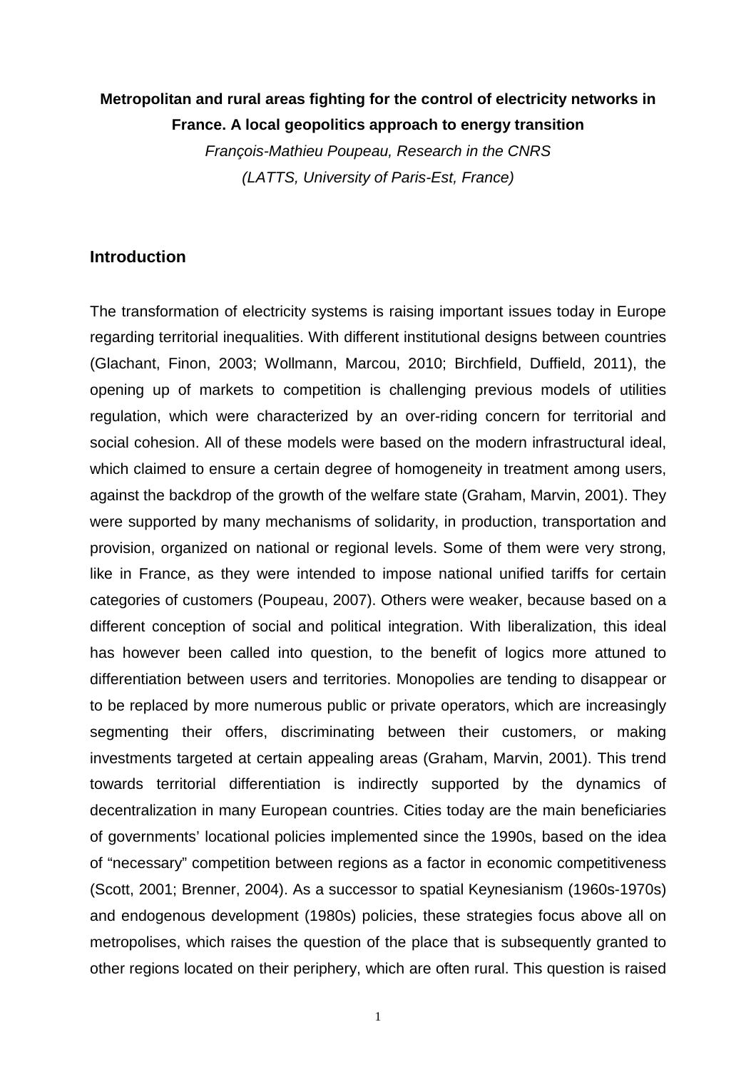**Metropolitan and rural areas fighting for the control of electricity networks in France. A local geopolitics approach to energy transition**

*François-Mathieu Poupeau, Research in the CNRS*
*(LATTS, University of Paris-Est, France)*

## Introduction

The transformation of electricity systems is raising important issues today in Europe regarding territorial inequalities. With different institutional designs between countries (Glachant, Finon, 2003; Wollmann, Marcou, 2010; Birchfield, Duffield, 2011), the opening up of markets to competition is challenging previous models of utilities regulation, which were characterized by an over-riding concern for territorial and social cohesion. All of these models were based on the modern infrastructural ideal, which claimed to ensure a certain degree of homogeneity in treatment among users, against the backdrop of the growth of the welfare state (Graham, Marvin, 2001). They were supported by many mechanisms of solidarity, in production, transportation and provision, organized on national or regional levels. Some of them were very strong, like in France, as they were intended to impose national unified tariffs for certain categories of customers (Poupeau, 2007). Others were weaker, because based on a different conception of social and political integration. With liberalization, this ideal has however been called into question, to the benefit of logics more attuned to differentiation between users and territories. Monopolies are tending to disappear or to be replaced by more numerous public or private operators, which are increasingly segmenting their offers, discriminating between their customers, or making investments targeted at certain appealing areas (Graham, Marvin, 2001). This trend towards territorial differentiation is indirectly supported by the dynamics of decentralization in many European countries. Cities today are the main beneficiaries of governments' locational policies implemented since the 1990s, based on the idea of "necessary" competition between regions as a factor in economic competitiveness (Scott, 2001; Brenner, 2004). As a successor to spatial Keynesianism (1960s-1970s) and endogenous development (1980s) policies, these strategies focus above all on metropolises, which raises the question of the place that is subsequently granted to other regions located on their periphery, which are often rural. This question is raised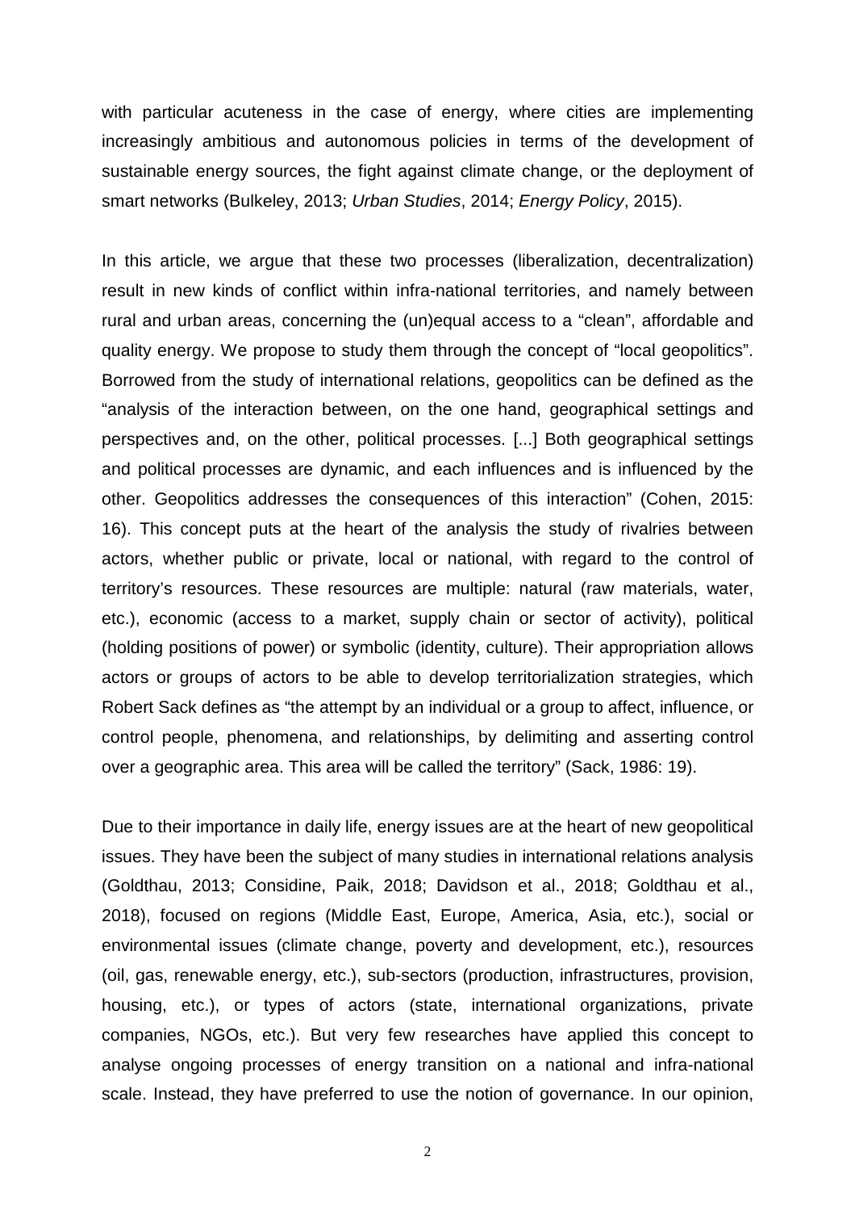with particular acuteness in the case of energy, where cities are implementing increasingly ambitious and autonomous policies in terms of the development of sustainable energy sources, the fight against climate change, or the deployment of smart networks (Bulkeley, 2013; *Urban Studies*, 2014; *Energy Policy*, 2015).

In this article, we argue that these two processes (liberalization, decentralization) result in new kinds of conflict within infra-national territories, and namely between rural and urban areas, concerning the (un)equal access to a "clean", affordable and quality energy. We propose to study them through the concept of "local geopolitics". Borrowed from the study of international relations, geopolitics can be defined as the "analysis of the interaction between, on the one hand, geographical settings and perspectives and, on the other, political processes. [...] Both geographical settings and political processes are dynamic, and each influences and is influenced by the other. Geopolitics addresses the consequences of this interaction" (Cohen, 2015: 16). This concept puts at the heart of the analysis the study of rivalries between actors, whether public or private, local or national, with regard to the control of territory's resources. These resources are multiple: natural (raw materials, water, etc.), economic (access to a market, supply chain or sector of activity), political (holding positions of power) or symbolic (identity, culture). Their appropriation allows actors or groups of actors to be able to develop territorialization strategies, which Robert Sack defines as "the attempt by an individual or a group to affect, influence, or control people, phenomena, and relationships, by delimiting and asserting control over a geographic area. This area will be called the territory" (Sack, 1986: 19).

Due to their importance in daily life, energy issues are at the heart of new geopolitical issues. They have been the subject of many studies in international relations analysis (Goldthau, 2013; Considine, Paik, 2018; Davidson et al., 2018; Goldthau et al., 2018), focused on regions (Middle East, Europe, America, Asia, etc.), social or environmental issues (climate change, poverty and development, etc.), resources (oil, gas, renewable energy, etc.), sub-sectors (production, infrastructures, provision, housing, etc.), or types of actors (state, international organizations, private companies, NGOs, etc.). But very few researches have applied this concept to analyse ongoing processes of energy transition on a national and infra-national scale. Instead, they have preferred to use the notion of governance. In our opinion,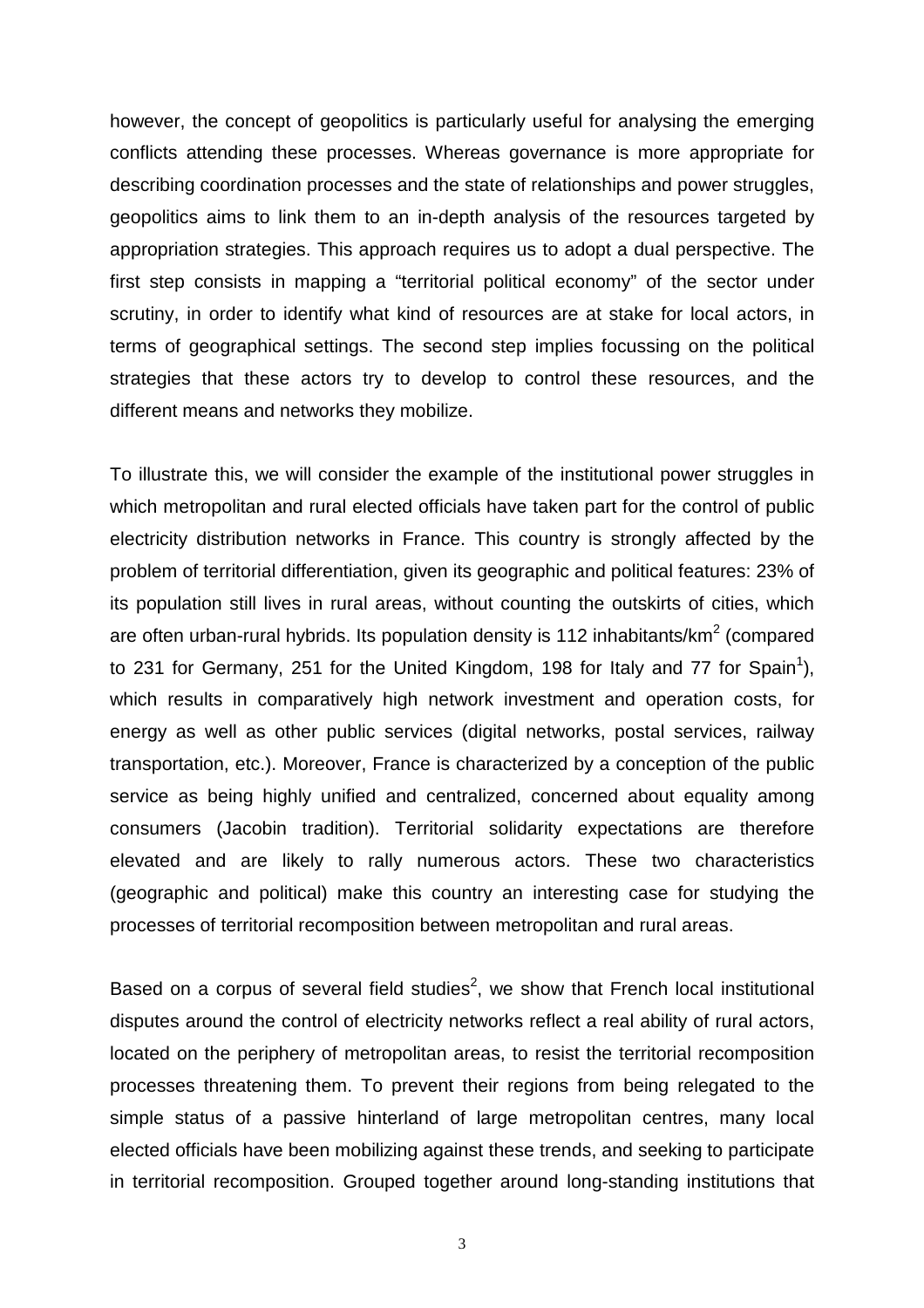however, the concept of geopolitics is particularly useful for analysing the emerging conflicts attending these processes. Whereas governance is more appropriate for describing coordination processes and the state of relationships and power struggles, geopolitics aims to link them to an in-depth analysis of the resources targeted by appropriation strategies. This approach requires us to adopt a dual perspective. The first step consists in mapping a "territorial political economy" of the sector under scrutiny, in order to identify what kind of resources are at stake for local actors, in terms of geographical settings. The second step implies focussing on the political strategies that these actors try to develop to control these resources, and the different means and networks they mobilize.

To illustrate this, we will consider the example of the institutional power struggles in which metropolitan and rural elected officials have taken part for the control of public electricity distribution networks in France. This country is strongly affected by the problem of territorial differentiation, given its geographic and political features: 23% of its population still lives in rural areas, without counting the outskirts of cities, which are often urban-rural hybrids. Its population density is 112 inhabitants/km$^2$ (compared to 231 for Germany, 251 for the United Kingdom, 198 for Italy and 77 for Spain[1]), which results in comparatively high network investment and operation costs, for energy as well as other public services (digital networks, postal services, railway transportation, etc.). Moreover, France is characterized by a conception of the public service as being highly unified and centralized, concerned about equality among consumers (Jacobin tradition). Territorial solidarity expectations are therefore elevated and are likely to rally numerous actors. These two characteristics (geographic and political) make this country an interesting case for studying the processes of territorial recomposition between metropolitan and rural areas.

Based on a corpus of several field studies[2], we show that French local institutional disputes around the control of electricity networks reflect a real ability of rural actors, located on the periphery of metropolitan areas, to resist the territorial recomposition processes threatening them. To prevent their regions from being relegated to the simple status of a passive hinterland of large metropolitan centres, many local elected officials have been mobilizing against these trends, and seeking to participate in territorial recomposition. Grouped together around long-standing institutions that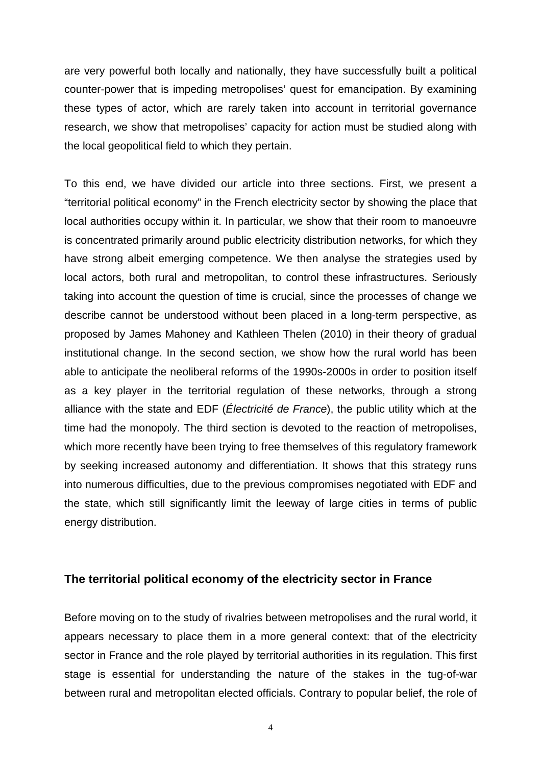are very powerful both locally and nationally, they have successfully built a political counter-power that is impeding metropolises' quest for emancipation. By examining these types of actor, which are rarely taken into account in territorial governance research, we show that metropolises' capacity for action must be studied along with the local geopolitical field to which they pertain.

To this end, we have divided our article into three sections. First, we present a "territorial political economy" in the French electricity sector by showing the place that local authorities occupy within it. In particular, we show that their room to manoeuvre is concentrated primarily around public electricity distribution networks, for which they have strong albeit emerging competence. We then analyse the strategies used by local actors, both rural and metropolitan, to control these infrastructures. Seriously taking into account the question of time is crucial, since the processes of change we describe cannot be understood without been placed in a long-term perspective, as proposed by James Mahoney and Kathleen Thelen (2010) in their theory of gradual institutional change. In the second section, we show how the rural world has been able to anticipate the neoliberal reforms of the 1990s-2000s in order to position itself as a key player in the territorial regulation of these networks, through a strong alliance with the state and EDF (*Électricité de France*), the public utility which at the time had the monopoly. The third section is devoted to the reaction of metropolises, which more recently have been trying to free themselves of this regulatory framework by seeking increased autonomy and differentiation. It shows that this strategy runs into numerous difficulties, due to the previous compromises negotiated with EDF and the state, which still significantly limit the leeway of large cities in terms of public energy distribution.

## The territorial political economy of the electricity sector in France

Before moving on to the study of rivalries between metropolises and the rural world, it appears necessary to place them in a more general context: that of the electricity sector in France and the role played by territorial authorities in its regulation. This first stage is essential for understanding the nature of the stakes in the tug-of-war between rural and metropolitan elected officials. Contrary to popular belief, the role of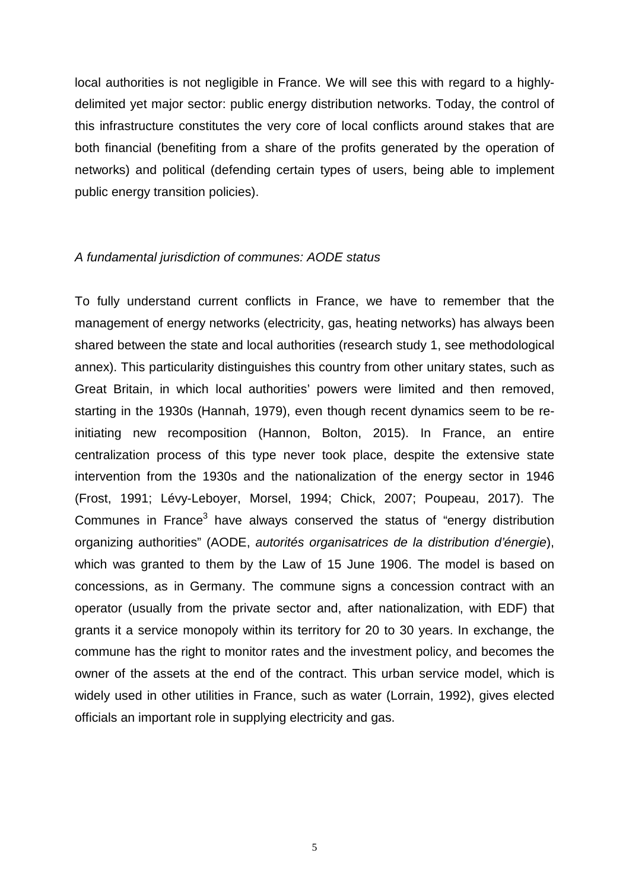local authorities is not negligible in France. We will see this with regard to a highly-delimited yet major sector: public energy distribution networks. Today, the control of this infrastructure constitutes the very core of local conflicts around stakes that are both financial (benefiting from a share of the profits generated by the operation of networks) and political (defending certain types of users, being able to implement public energy transition policies).

*A fundamental jurisdiction of communes: AODE status*

To fully understand current conflicts in France, we have to remember that the management of energy networks (electricity, gas, heating networks) has always been shared between the state and local authorities (research study 1, see methodological annex). This particularity distinguishes this country from other unitary states, such as Great Britain, in which local authorities' powers were limited and then removed, starting in the 1930s (Hannah, 1979), even though recent dynamics seem to be re-initiating new recomposition (Hannon, Bolton, 2015). In France, an entire centralization process of this type never took place, despite the extensive state intervention from the 1930s and the nationalization of the energy sector in 1946 (Frost, 1991; Lévy-Leboyer, Morsel, 1994; Chick, 2007; Poupeau, 2017). The Communes in France[3] have always conserved the status of "energy distribution organizing authorities" (AODE, *autorités organisatrices de la distribution d'énergie*), which was granted to them by the Law of 15 June 1906. The model is based on concessions, as in Germany. The commune signs a concession contract with an operator (usually from the private sector and, after nationalization, with EDF) that grants it a service monopoly within its territory for 20 to 30 years. In exchange, the commune has the right to monitor rates and the investment policy, and becomes the owner of the assets at the end of the contract. This urban service model, which is widely used in other utilities in France, such as water (Lorrain, 1992), gives elected officials an important role in supplying electricity and gas.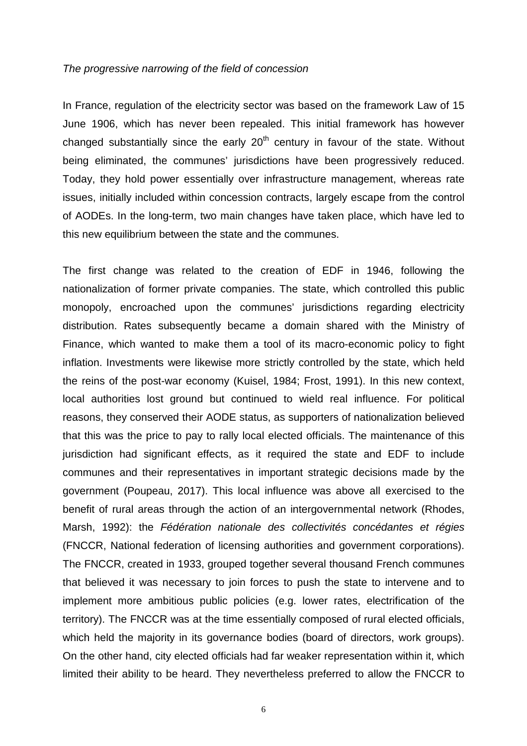*The progressive narrowing of the field of concession*

In France, regulation of the electricity sector was based on the framework Law of 15 June 1906, which has never been repealed. This initial framework has however changed substantially since the early 20th century in favour of the state. Without being eliminated, the communes' jurisdictions have been progressively reduced. Today, they hold power essentially over infrastructure management, whereas rate issues, initially included within concession contracts, largely escape from the control of AODEs. In the long-term, two main changes have taken place, which have led to this new equilibrium between the state and the communes.

The first change was related to the creation of EDF in 1946, following the nationalization of former private companies. The state, which controlled this public monopoly, encroached upon the communes' jurisdictions regarding electricity distribution. Rates subsequently became a domain shared with the Ministry of Finance, which wanted to make them a tool of its macro-economic policy to fight inflation. Investments were likewise more strictly controlled by the state, which held the reins of the post-war economy (Kuisel, 1984; Frost, 1991). In this new context, local authorities lost ground but continued to wield real influence. For political reasons, they conserved their AODE status, as supporters of nationalization believed that this was the price to pay to rally local elected officials. The maintenance of this jurisdiction had significant effects, as it required the state and EDF to include communes and their representatives in important strategic decisions made by the government (Poupeau, 2017). This local influence was above all exercised to the benefit of rural areas through the action of an intergovernmental network (Rhodes, Marsh, 1992): the *Fédération nationale des collectivités concédantes et régies* (FNCCR, National federation of licensing authorities and government corporations). The FNCCR, created in 1933, grouped together several thousand French communes that believed it was necessary to join forces to push the state to intervene and to implement more ambitious public policies (e.g. lower rates, electrification of the territory). The FNCCR was at the time essentially composed of rural elected officials, which held the majority in its governance bodies (board of directors, work groups). On the other hand, city elected officials had far weaker representation within it, which limited their ability to be heard. They nevertheless preferred to allow the FNCCR to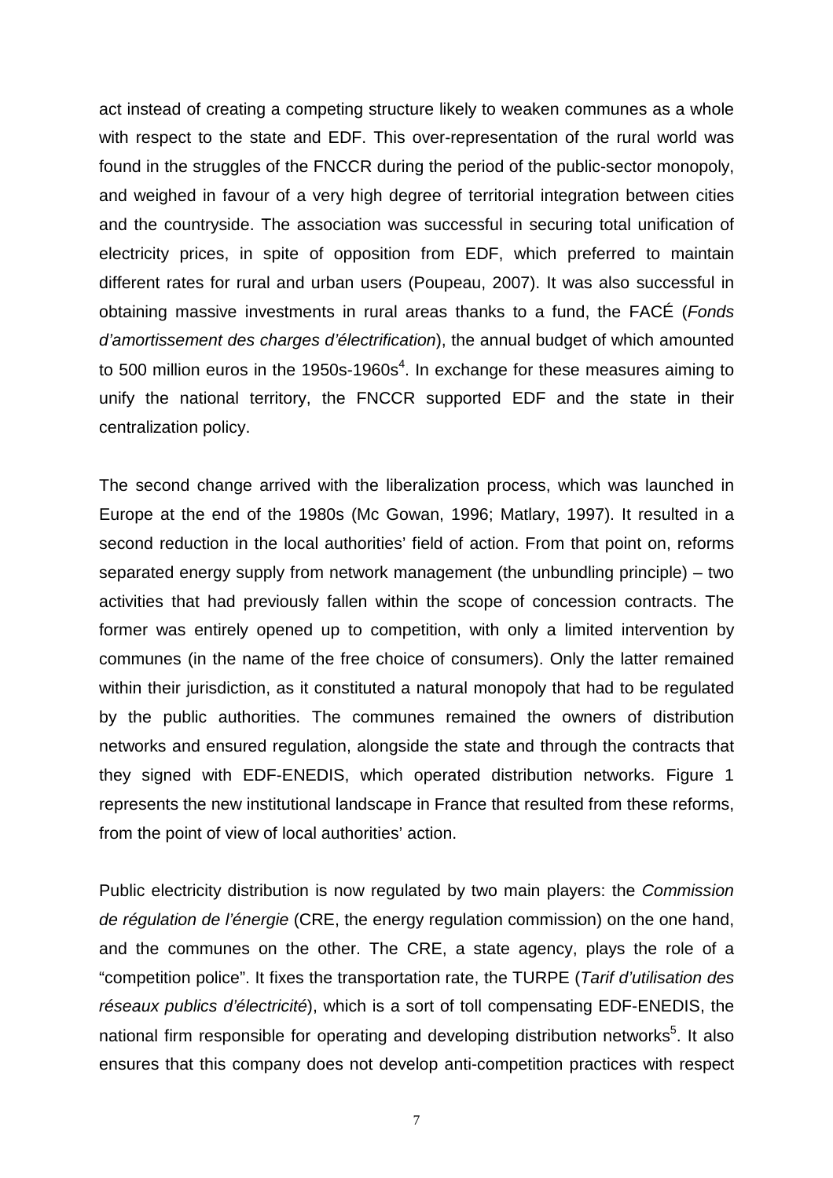act instead of creating a competing structure likely to weaken communes as a whole with respect to the state and EDF. This over-representation of the rural world was found in the struggles of the FNCCR during the period of the public-sector monopoly, and weighed in favour of a very high degree of territorial integration between cities and the countryside. The association was successful in securing total unification of electricity prices, in spite of opposition from EDF, which preferred to maintain different rates for rural and urban users (Poupeau, 2007). It was also successful in obtaining massive investments in rural areas thanks to a fund, the FACÉ (*Fonds d'amortissement des charges d'électrification*), the annual budget of which amounted to 500 million euros in the 1950s-1960s[4]. In exchange for these measures aiming to unify the national territory, the FNCCR supported EDF and the state in their centralization policy.

The second change arrived with the liberalization process, which was launched in Europe at the end of the 1980s (Mc Gowan, 1996; Matlary, 1997). It resulted in a second reduction in the local authorities' field of action. From that point on, reforms separated energy supply from network management (the unbundling principle) – two activities that had previously fallen within the scope of concession contracts. The former was entirely opened up to competition, with only a limited intervention by communes (in the name of the free choice of consumers). Only the latter remained within their jurisdiction, as it constituted a natural monopoly that had to be regulated by the public authorities. The communes remained the owners of distribution networks and ensured regulation, alongside the state and through the contracts that they signed with EDF-ENEDIS, which operated distribution networks. Figure 1 represents the new institutional landscape in France that resulted from these reforms, from the point of view of local authorities' action.

Public electricity distribution is now regulated by two main players: the *Commission de régulation de l'énergie* (CRE, the energy regulation commission) on the one hand, and the communes on the other. The CRE, a state agency, plays the role of a "competition police". It fixes the transportation rate, the TURPE (*Tarif d'utilisation des réseaux publics d'électricité*), which is a sort of toll compensating EDF-ENEDIS, the national firm responsible for operating and developing distribution networks[5]. It also ensures that this company does not develop anti-competition practices with respect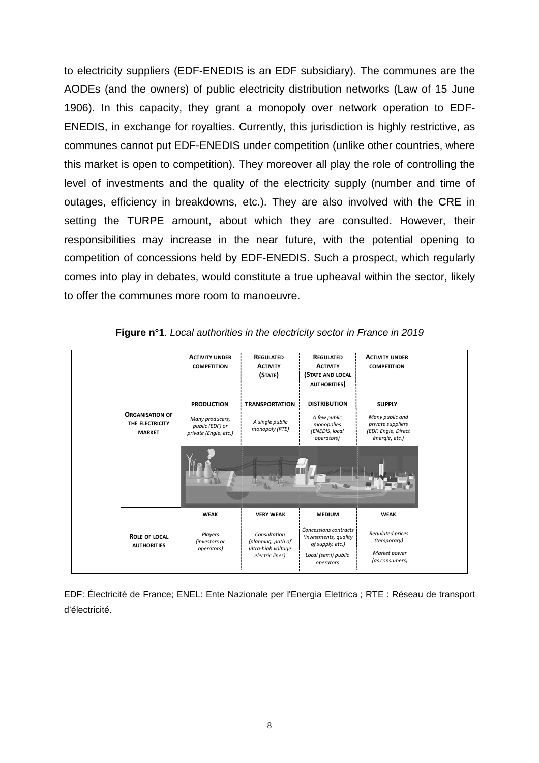to electricity suppliers (EDF-ENEDIS is an EDF subsidiary). The communes are the AODEs (and the owners) of public electricity distribution networks (Law of 15 June 1906). In this capacity, they grant a monopoly over network operation to EDF-ENEDIS, in exchange for royalties. Currently, this jurisdiction is highly restrictive, as communes cannot put EDF-ENEDIS under competition (unlike other countries, where this market is open to competition). They moreover all play the role of controlling the level of investments and the quality of the electricity supply (number and time of outages, efficiency in breakdowns, etc.). They are also involved with the CRE in setting the TURPE amount, about which they are consulted. However, their responsibilities may increase in the near future, with the potential opening to competition of concessions held by EDF-ENEDIS. Such a prospect, which regularly comes into play in debates, would constitute a true upheaval within the sector, likely to offer the communes more room to manoeuvre.

**Figure n°1**. *Local authorities in the electricity sector in France in 2019*

| | Activity under competition | Regulated activity (State) | Regulated activity (State and local authorities) | Activity under competition |
|---|---|---|---|---|
| **Organisation of the electricity market** | **Production**<br>*Many producers, public (EDF) or private (Engie, etc.)* | **Transportation**<br>*A single public monopoly (RTE)* | **Distribution**<br>*A few public monopolies (ENEDIS, local operators)* | **Supply**<br>*Many public and private suppliers (EDF, Engie, Direct énergie, etc.)* |
| **Role of local authorities** | **Weak**<br>*Players (investors or operators)* | **Very weak**<br>*Consultation (planning, path of ultra-high voltage electric lines)* | **Medium**<br>*Concessions contracts (investments, quality of supply, etc.)*<br>*Local (semi) public operators* | **Weak**<br>*Regulated prices (temporary)*<br>*Market power (as consumers)* |

EDF: Électricité de France; ENEL: Ente Nazionale per l'Energia Elettrica ; RTE : Réseau de transport d'électricité.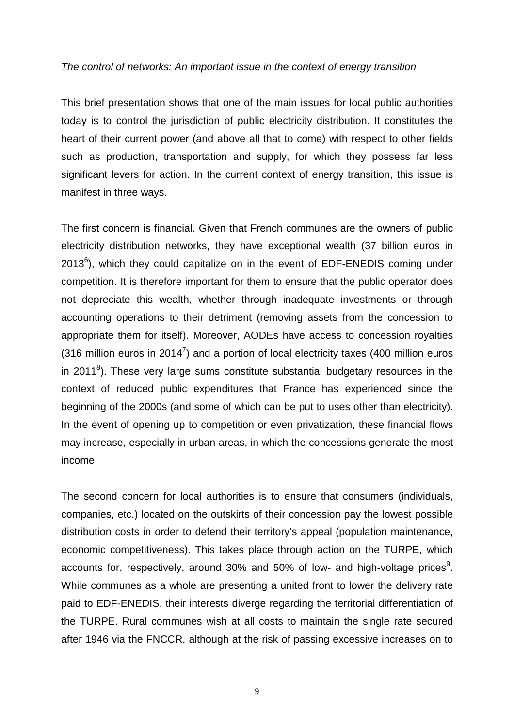*The control of networks: An important issue in the context of energy transition*

This brief presentation shows that one of the main issues for local public authorities today is to control the jurisdiction of public electricity distribution. It constitutes the heart of their current power (and above all that to come) with respect to other fields such as production, transportation and supply, for which they possess far less significant levers for action. In the current context of energy transition, this issue is manifest in three ways.

The first concern is financial. Given that French communes are the owners of public electricity distribution networks, they have exceptional wealth (37 billion euros in 2013[6]), which they could capitalize on in the event of EDF-ENEDIS coming under competition. It is therefore important for them to ensure that the public operator does not depreciate this wealth, whether through inadequate investments or through accounting operations to their detriment (removing assets from the concession to appropriate them for itself). Moreover, AODEs have access to concession royalties (316 million euros in 2014[7]) and a portion of local electricity taxes (400 million euros in 2011[8]). These very large sums constitute substantial budgetary resources in the context of reduced public expenditures that France has experienced since the beginning of the 2000s (and some of which can be put to uses other than electricity). In the event of opening up to competition or even privatization, these financial flows may increase, especially in urban areas, in which the concessions generate the most income.

The second concern for local authorities is to ensure that consumers (individuals, companies, etc.) located on the outskirts of their concession pay the lowest possible distribution costs in order to defend their territory's appeal (population maintenance, economic competitiveness). This takes place through action on the TURPE, which accounts for, respectively, around 30% and 50% of low- and high-voltage prices[9]. While communes as a whole are presenting a united front to lower the delivery rate paid to EDF-ENEDIS, their interests diverge regarding the territorial differentiation of the TURPE. Rural communes wish at all costs to maintain the single rate secured after 1946 via the FNCCR, although at the risk of passing excessive increases on to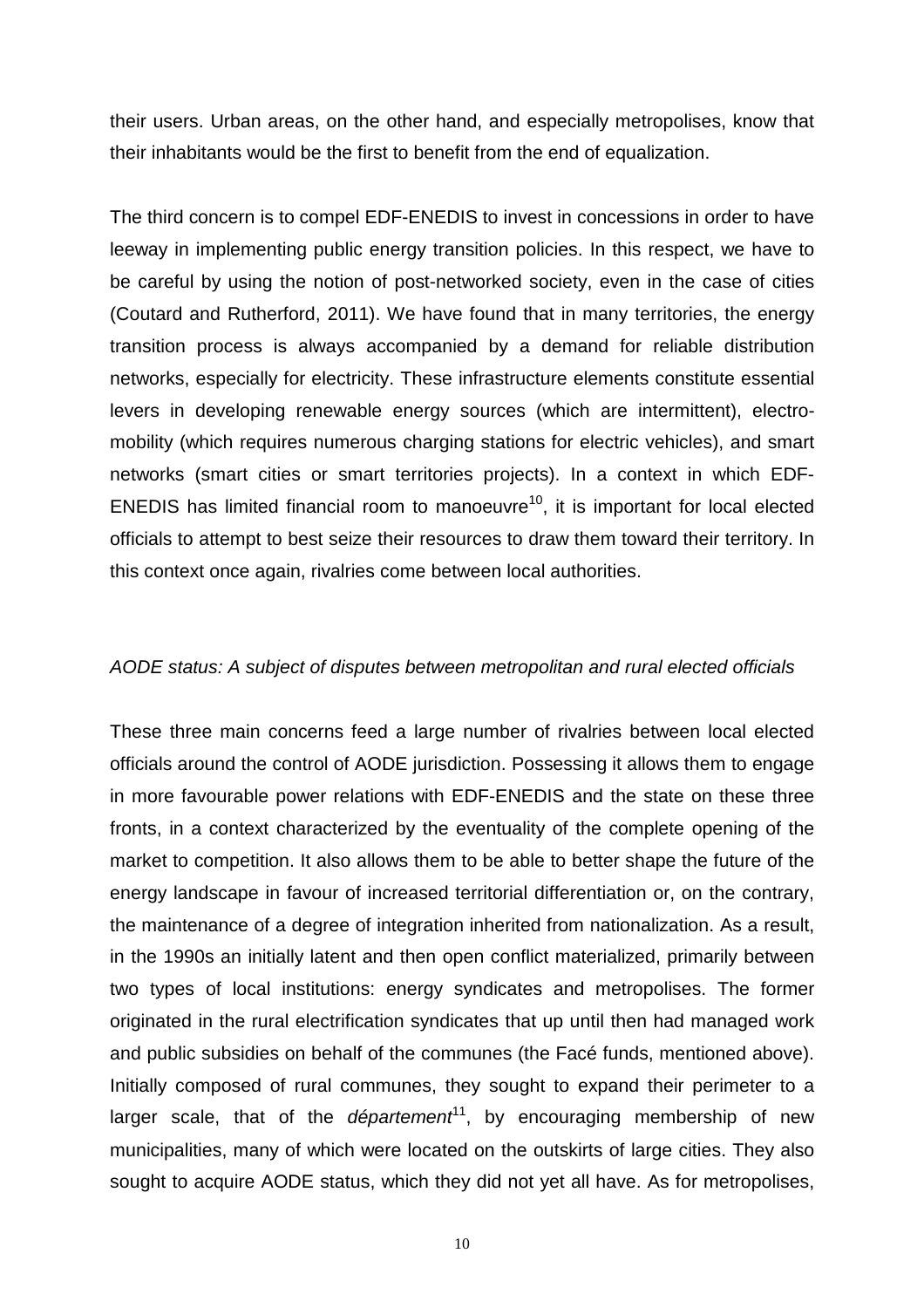their users. Urban areas, on the other hand, and especially metropolises, know that their inhabitants would be the first to benefit from the end of equalization.

The third concern is to compel EDF-ENEDIS to invest in concessions in order to have leeway in implementing public energy transition policies. In this respect, we have to be careful by using the notion of post-networked society, even in the case of cities (Coutard and Rutherford, 2011). We have found that in many territories, the energy transition process is always accompanied by a demand for reliable distribution networks, especially for electricity. These infrastructure elements constitute essential levers in developing renewable energy sources (which are intermittent), electro-mobility (which requires numerous charging stations for electric vehicles), and smart networks (smart cities or smart territories projects). In a context in which EDF-ENEDIS has limited financial room to manoeuvre[10], it is important for local elected officials to attempt to best seize their resources to draw them toward their territory. In this context once again, rivalries come between local authorities.

*AODE status: A subject of disputes between metropolitan and rural elected officials*

These three main concerns feed a large number of rivalries between local elected officials around the control of AODE jurisdiction. Possessing it allows them to engage in more favourable power relations with EDF-ENEDIS and the state on these three fronts, in a context characterized by the eventuality of the complete opening of the market to competition. It also allows them to be able to better shape the future of the energy landscape in favour of increased territorial differentiation or, on the contrary, the maintenance of a degree of integration inherited from nationalization. As a result, in the 1990s an initially latent and then open conflict materialized, primarily between two types of local institutions: energy syndicates and metropolises. The former originated in the rural electrification syndicates that up until then had managed work and public subsidies on behalf of the communes (the Facé funds, mentioned above). Initially composed of rural communes, they sought to expand their perimeter to a larger scale, that of the *département*[11], by encouraging membership of new municipalities, many of which were located on the outskirts of large cities. They also sought to acquire AODE status, which they did not yet all have. As for metropolises,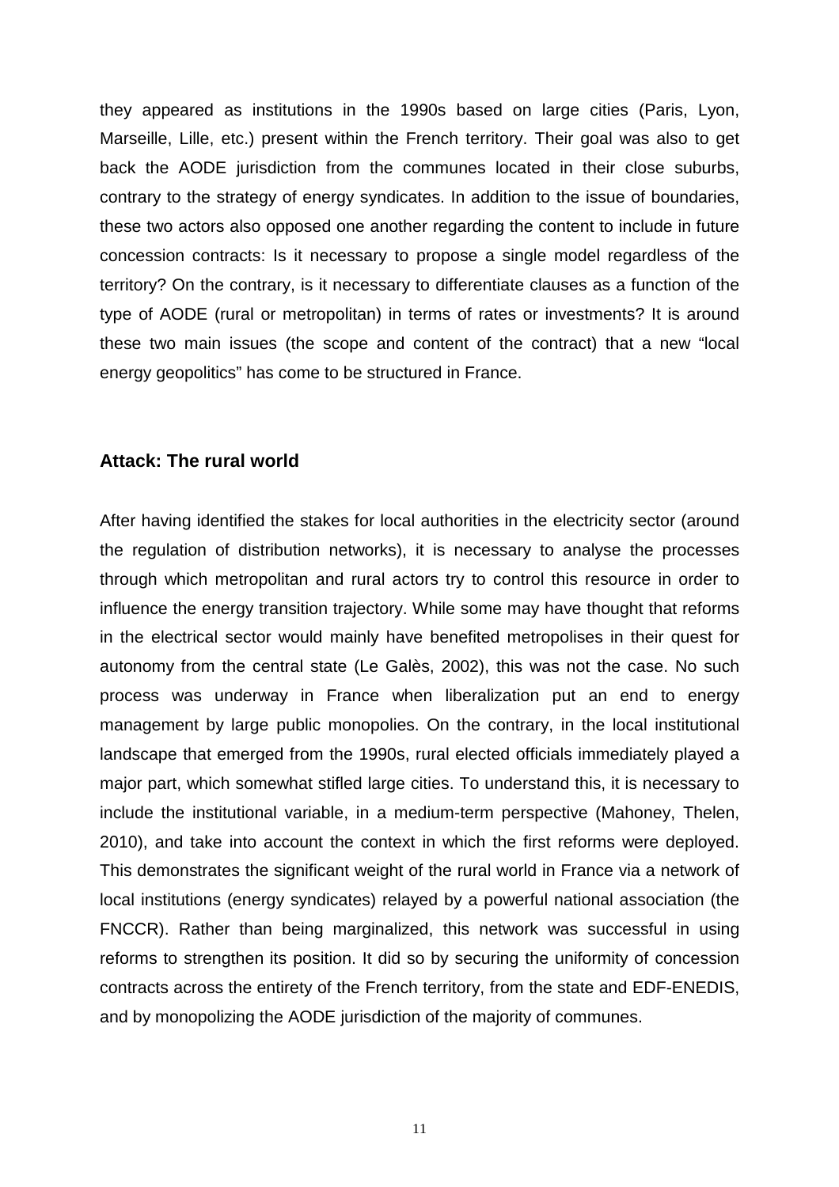they appeared as institutions in the 1990s based on large cities (Paris, Lyon, Marseille, Lille, etc.) present within the French territory. Their goal was also to get back the AODE jurisdiction from the communes located in their close suburbs, contrary to the strategy of energy syndicates. In addition to the issue of boundaries, these two actors also opposed one another regarding the content to include in future concession contracts: Is it necessary to propose a single model regardless of the territory? On the contrary, is it necessary to differentiate clauses as a function of the type of AODE (rural or metropolitan) in terms of rates or investments? It is around these two main issues (the scope and content of the contract) that a new "local energy geopolitics" has come to be structured in France.

### Attack: The rural world

After having identified the stakes for local authorities in the electricity sector (around the regulation of distribution networks), it is necessary to analyse the processes through which metropolitan and rural actors try to control this resource in order to influence the energy transition trajectory. While some may have thought that reforms in the electrical sector would mainly have benefited metropolises in their quest for autonomy from the central state (Le Galès, 2002), this was not the case. No such process was underway in France when liberalization put an end to energy management by large public monopolies. On the contrary, in the local institutional landscape that emerged from the 1990s, rural elected officials immediately played a major part, which somewhat stifled large cities. To understand this, it is necessary to include the institutional variable, in a medium-term perspective (Mahoney, Thelen, 2010), and take into account the context in which the first reforms were deployed. This demonstrates the significant weight of the rural world in France via a network of local institutions (energy syndicates) relayed by a powerful national association (the FNCCR). Rather than being marginalized, this network was successful in using reforms to strengthen its position. It did so by securing the uniformity of concession contracts across the entirety of the French territory, from the state and EDF-ENEDIS, and by monopolizing the AODE jurisdiction of the majority of communes.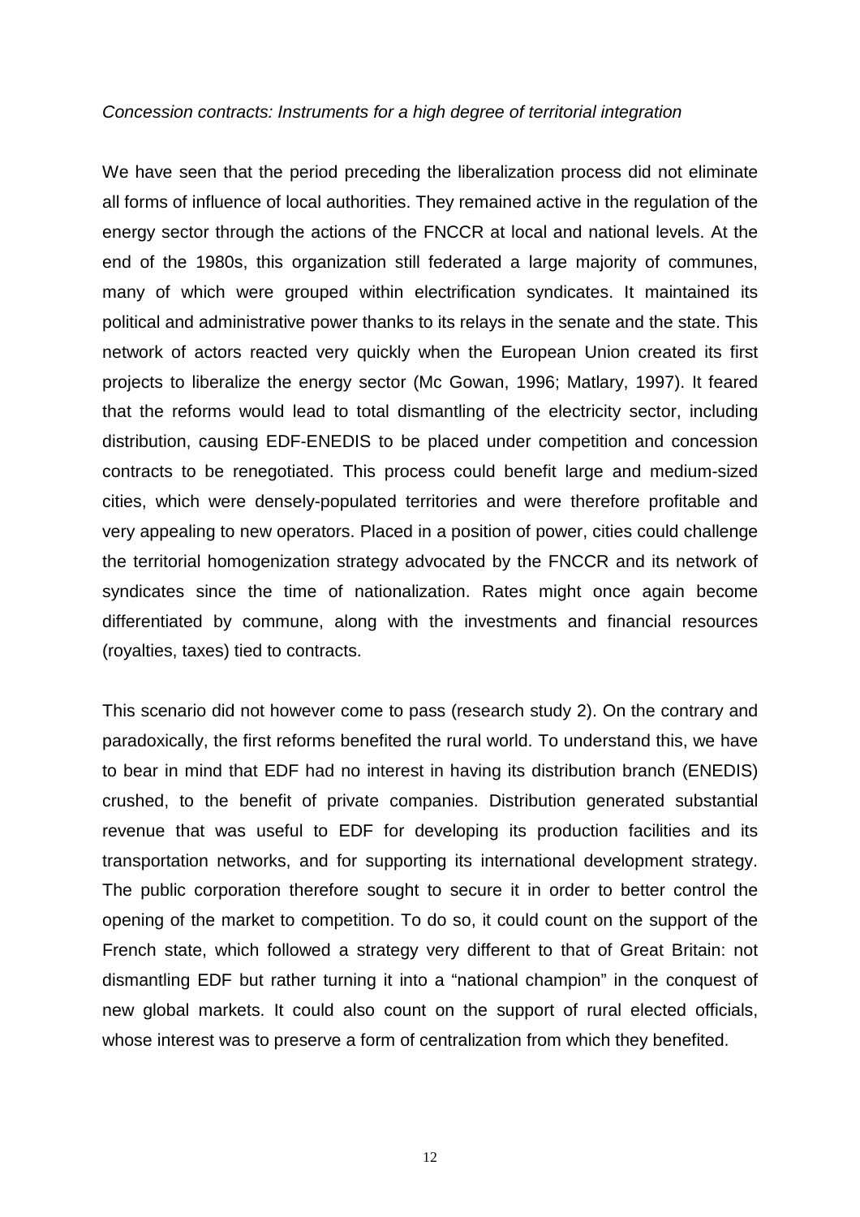*Concession contracts: Instruments for a high degree of territorial integration*

We have seen that the period preceding the liberalization process did not eliminate all forms of influence of local authorities. They remained active in the regulation of the energy sector through the actions of the FNCCR at local and national levels. At the end of the 1980s, this organization still federated a large majority of communes, many of which were grouped within electrification syndicates. It maintained its political and administrative power thanks to its relays in the senate and the state. This network of actors reacted very quickly when the European Union created its first projects to liberalize the energy sector (Mc Gowan, 1996; Matlary, 1997). It feared that the reforms would lead to total dismantling of the electricity sector, including distribution, causing EDF-ENEDIS to be placed under competition and concession contracts to be renegotiated. This process could benefit large and medium-sized cities, which were densely-populated territories and were therefore profitable and very appealing to new operators. Placed in a position of power, cities could challenge the territorial homogenization strategy advocated by the FNCCR and its network of syndicates since the time of nationalization. Rates might once again become differentiated by commune, along with the investments and financial resources (royalties, taxes) tied to contracts.

This scenario did not however come to pass (research study 2). On the contrary and paradoxically, the first reforms benefited the rural world. To understand this, we have to bear in mind that EDF had no interest in having its distribution branch (ENEDIS) crushed, to the benefit of private companies. Distribution generated substantial revenue that was useful to EDF for developing its production facilities and its transportation networks, and for supporting its international development strategy. The public corporation therefore sought to secure it in order to better control the opening of the market to competition. To do so, it could count on the support of the French state, which followed a strategy very different to that of Great Britain: not dismantling EDF but rather turning it into a "national champion" in the conquest of new global markets. It could also count on the support of rural elected officials, whose interest was to preserve a form of centralization from which they benefited.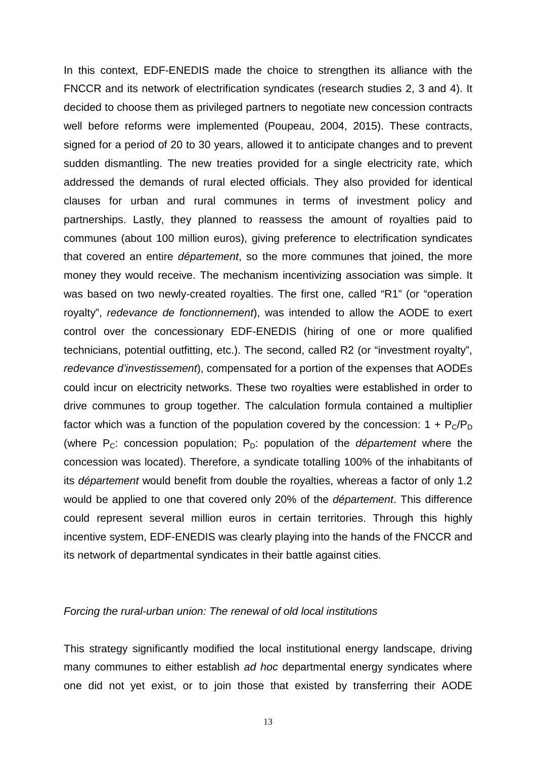In this context, EDF-ENEDIS made the choice to strengthen its alliance with the FNCCR and its network of electrification syndicates (research studies 2, 3 and 4). It decided to choose them as privileged partners to negotiate new concession contracts well before reforms were implemented (Poupeau, 2004, 2015). These contracts, signed for a period of 20 to 30 years, allowed it to anticipate changes and to prevent sudden dismantling. The new treaties provided for a single electricity rate, which addressed the demands of rural elected officials. They also provided for identical clauses for urban and rural communes in terms of investment policy and partnerships. Lastly, they planned to reassess the amount of royalties paid to communes (about 100 million euros), giving preference to electrification syndicates that covered an entire *département*, so the more communes that joined, the more money they would receive. The mechanism incentivizing association was simple. It was based on two newly-created royalties. The first one, called "R1" (or "operation royalty", *redevance de fonctionnement*), was intended to allow the AODE to exert control over the concessionary EDF-ENEDIS (hiring of one or more qualified technicians, potential outfitting, etc.). The second, called R2 (or "investment royalty", *redevance d'investissement*), compensated for a portion of the expenses that AODEs could incur on electricity networks. These two royalties were established in order to drive communes to group together. The calculation formula contained a multiplier factor which was a function of the population covered by the concession: $1 + P_C/P_D$ (where $P_C$: concession population; $P_D$: population of the *département* where the concession was located). Therefore, a syndicate totalling 100% of the inhabitants of its *département* would benefit from double the royalties, whereas a factor of only 1.2 would be applied to one that covered only 20% of the *département*. This difference could represent several million euros in certain territories. Through this highly incentive system, EDF-ENEDIS was clearly playing into the hands of the FNCCR and its network of departmental syndicates in their battle against cities.

*Forcing the rural-urban union: The renewal of old local institutions*

This strategy significantly modified the local institutional energy landscape, driving many communes to either establish *ad hoc* departmental energy syndicates where one did not yet exist, or to join those that existed by transferring their AODE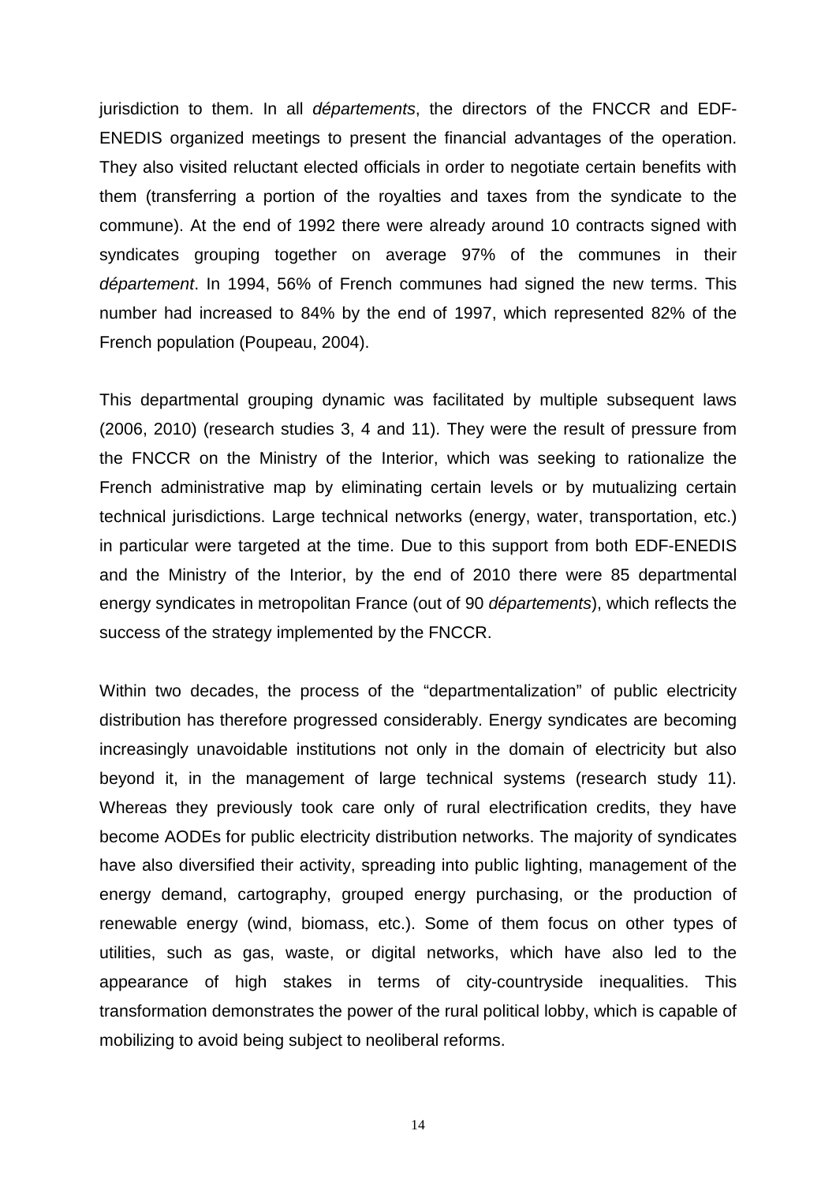jurisdiction to them. In all *départements*, the directors of the FNCCR and EDF-ENEDIS organized meetings to present the financial advantages of the operation. They also visited reluctant elected officials in order to negotiate certain benefits with them (transferring a portion of the royalties and taxes from the syndicate to the commune). At the end of 1992 there were already around 10 contracts signed with syndicates grouping together on average 97% of the communes in their *département*. In 1994, 56% of French communes had signed the new terms. This number had increased to 84% by the end of 1997, which represented 82% of the French population (Poupeau, 2004).

This departmental grouping dynamic was facilitated by multiple subsequent laws (2006, 2010) (research studies 3, 4 and 11). They were the result of pressure from the FNCCR on the Ministry of the Interior, which was seeking to rationalize the French administrative map by eliminating certain levels or by mutualizing certain technical jurisdictions. Large technical networks (energy, water, transportation, etc.) in particular were targeted at the time. Due to this support from both EDF-ENEDIS and the Ministry of the Interior, by the end of 2010 there were 85 departmental energy syndicates in metropolitan France (out of 90 *départements*), which reflects the success of the strategy implemented by the FNCCR.

Within two decades, the process of the "departmentalization" of public electricity distribution has therefore progressed considerably. Energy syndicates are becoming increasingly unavoidable institutions not only in the domain of electricity but also beyond it, in the management of large technical systems (research study 11). Whereas they previously took care only of rural electrification credits, they have become AODEs for public electricity distribution networks. The majority of syndicates have also diversified their activity, spreading into public lighting, management of the energy demand, cartography, grouped energy purchasing, or the production of renewable energy (wind, biomass, etc.). Some of them focus on other types of utilities, such as gas, waste, or digital networks, which have also led to the appearance of high stakes in terms of city-countryside inequalities. This transformation demonstrates the power of the rural political lobby, which is capable of mobilizing to avoid being subject to neoliberal reforms.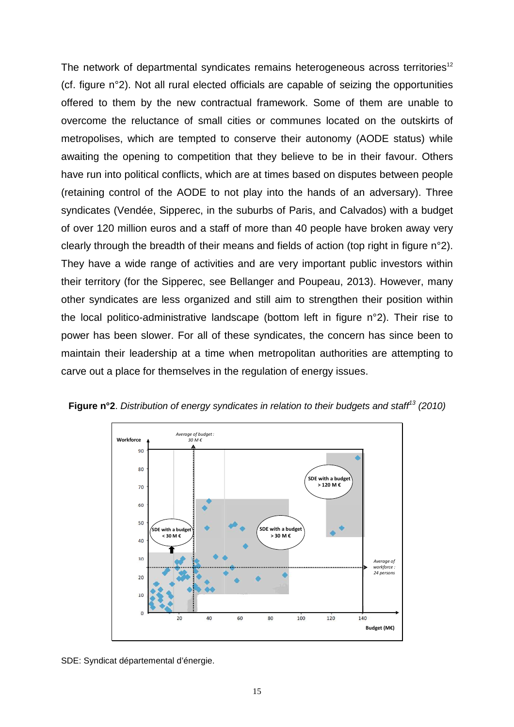The network of departmental syndicates remains heterogeneous across territories[12] (cf. figure n°2). Not all rural elected officials are capable of seizing the opportunities offered to them by the new contractual framework. Some of them are unable to overcome the reluctance of small cities or communes located on the outskirts of metropolises, which are tempted to conserve their autonomy (AODE status) while awaiting the opening to competition that they believe to be in their favour. Others have run into political conflicts, which are at times based on disputes between people (retaining control of the AODE to not play into the hands of an adversary). Three syndicates (Vendée, Sipperec, in the suburbs of Paris, and Calvados) with a budget of over 120 million euros and a staff of more than 40 people have broken away very clearly through the breadth of their means and fields of action (top right in figure n°2). They have a wide range of activities and are very important public investors within their territory (for the Sipperec, see Bellanger and Poupeau, 2013). However, many other syndicates are less organized and still aim to strengthen their position within the local politico-administrative landscape (bottom left in figure n°2). Their rise to power has been slower. For all of these syndicates, the concern has since been to maintain their leadership at a time when metropolitan authorities are attempting to carve out a place for themselves in the regulation of energy issues.

**Figure n°2**. *Distribution of energy syndicates in relation to their budgets and staff*[13] *(2010)*

SDE: Syndicat départemental d'énergie.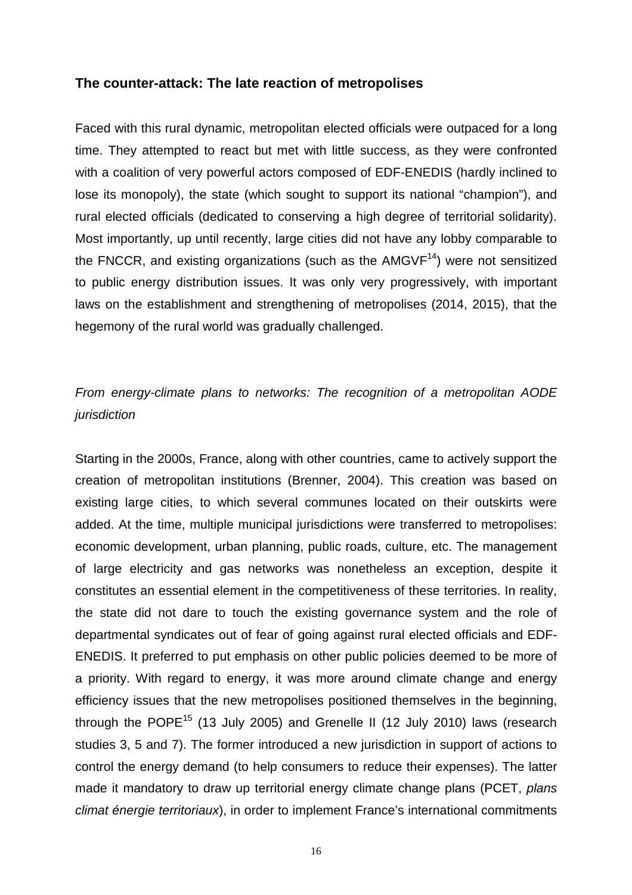## The counter-attack: The late reaction of metropolises

Faced with this rural dynamic, metropolitan elected officials were outpaced for a long time. They attempted to react but met with little success, as they were confronted with a coalition of very powerful actors composed of EDF-ENEDIS (hardly inclined to lose its monopoly), the state (which sought to support its national "champion"), and rural elected officials (dedicated to conserving a high degree of territorial solidarity). Most importantly, up until recently, large cities did not have any lobby comparable to the FNCCR, and existing organizations (such as the AMGVF[14]) were not sensitized to public energy distribution issues. It was only very progressively, with important laws on the establishment and strengthening of metropolises (2014, 2015), that the hegemony of the rural world was gradually challenged.

### *From energy-climate plans to networks: The recognition of a metropolitan AODE jurisdiction*

Starting in the 2000s, France, along with other countries, came to actively support the creation of metropolitan institutions (Brenner, 2004). This creation was based on existing large cities, to which several communes located on their outskirts were added. At the time, multiple municipal jurisdictions were transferred to metropolises: economic development, urban planning, public roads, culture, etc. The management of large electricity and gas networks was nonetheless an exception, despite it constitutes an essential element in the competitiveness of these territories. In reality, the state did not dare to touch the existing governance system and the role of departmental syndicates out of fear of going against rural elected officials and EDF-ENEDIS. It preferred to put emphasis on other public policies deemed to be more of a priority. With regard to energy, it was more around climate change and energy efficiency issues that the new metropolises positioned themselves in the beginning, through the POPE[15] (13 July 2005) and Grenelle II (12 July 2010) laws (research studies 3, 5 and 7). The former introduced a new jurisdiction in support of actions to control the energy demand (to help consumers to reduce their expenses). The latter made it mandatory to draw up territorial energy climate change plans (PCET, *plans climat énergie territoriaux*), in order to implement France's international commitments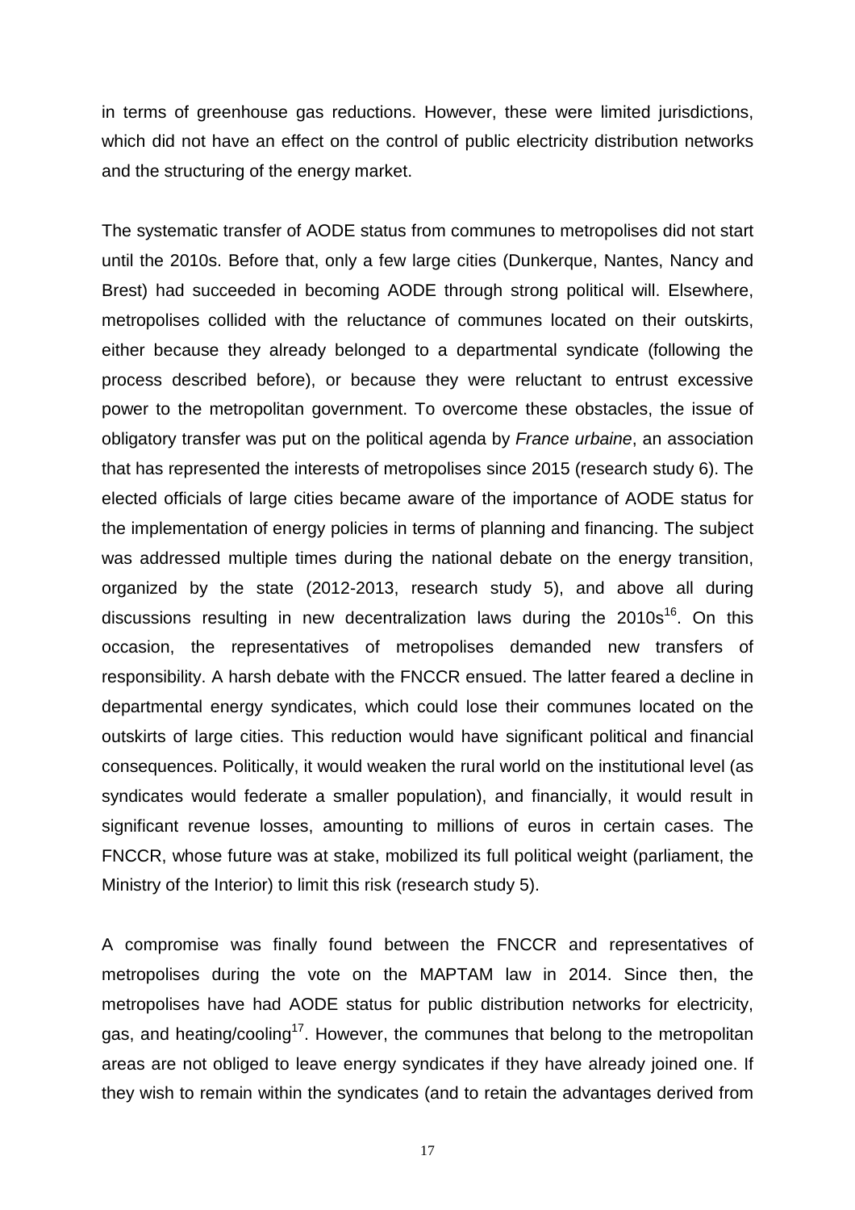in terms of greenhouse gas reductions. However, these were limited jurisdictions, which did not have an effect on the control of public electricity distribution networks and the structuring of the energy market.

The systematic transfer of AODE status from communes to metropolises did not start until the 2010s. Before that, only a few large cities (Dunkerque, Nantes, Nancy and Brest) had succeeded in becoming AODE through strong political will. Elsewhere, metropolises collided with the reluctance of communes located on their outskirts, either because they already belonged to a departmental syndicate (following the process described before), or because they were reluctant to entrust excessive power to the metropolitan government. To overcome these obstacles, the issue of obligatory transfer was put on the political agenda by *France urbaine*, an association that has represented the interests of metropolises since 2015 (research study 6). The elected officials of large cities became aware of the importance of AODE status for the implementation of energy policies in terms of planning and financing. The subject was addressed multiple times during the national debate on the energy transition, organized by the state (2012-2013, research study 5), and above all during discussions resulting in new decentralization laws during the 2010s[16]. On this occasion, the representatives of metropolises demanded new transfers of responsibility. A harsh debate with the FNCCR ensued. The latter feared a decline in departmental energy syndicates, which could lose their communes located on the outskirts of large cities. This reduction would have significant political and financial consequences. Politically, it would weaken the rural world on the institutional level (as syndicates would federate a smaller population), and financially, it would result in significant revenue losses, amounting to millions of euros in certain cases. The FNCCR, whose future was at stake, mobilized its full political weight (parliament, the Ministry of the Interior) to limit this risk (research study 5).

A compromise was finally found between the FNCCR and representatives of metropolises during the vote on the MAPTAM law in 2014. Since then, the metropolises have had AODE status for public distribution networks for electricity, gas, and heating/cooling[17]. However, the communes that belong to the metropolitan areas are not obliged to leave energy syndicates if they have already joined one. If they wish to remain within the syndicates (and to retain the advantages derived from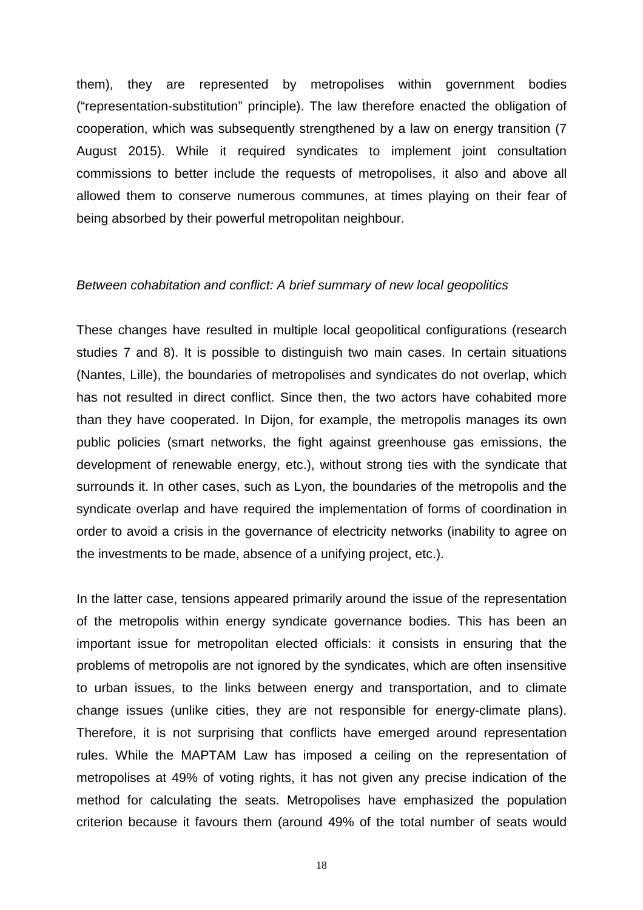them), they are represented by metropolises within government bodies ("representation-substitution" principle). The law therefore enacted the obligation of cooperation, which was subsequently strengthened by a law on energy transition (7 August 2015). While it required syndicates to implement joint consultation commissions to better include the requests of metropolises, it also and above all allowed them to conserve numerous communes, at times playing on their fear of being absorbed by their powerful metropolitan neighbour.

*Between cohabitation and conflict: A brief summary of new local geopolitics*

These changes have resulted in multiple local geopolitical configurations (research studies 7 and 8). It is possible to distinguish two main cases. In certain situations (Nantes, Lille), the boundaries of metropolises and syndicates do not overlap, which has not resulted in direct conflict. Since then, the two actors have cohabited more than they have cooperated. In Dijon, for example, the metropolis manages its own public policies (smart networks, the fight against greenhouse gas emissions, the development of renewable energy, etc.), without strong ties with the syndicate that surrounds it. In other cases, such as Lyon, the boundaries of the metropolis and the syndicate overlap and have required the implementation of forms of coordination in order to avoid a crisis in the governance of electricity networks (inability to agree on the investments to be made, absence of a unifying project, etc.).

In the latter case, tensions appeared primarily around the issue of the representation of the metropolis within energy syndicate governance bodies. This has been an important issue for metropolitan elected officials: it consists in ensuring that the problems of metropolis are not ignored by the syndicates, which are often insensitive to urban issues, to the links between energy and transportation, and to climate change issues (unlike cities, they are not responsible for energy-climate plans). Therefore, it is not surprising that conflicts have emerged around representation rules. While the MAPTAM Law has imposed a ceiling on the representation of metropolises at 49% of voting rights, it has not given any precise indication of the method for calculating the seats. Metropolises have emphasized the population criterion because it favours them (around 49% of the total number of seats would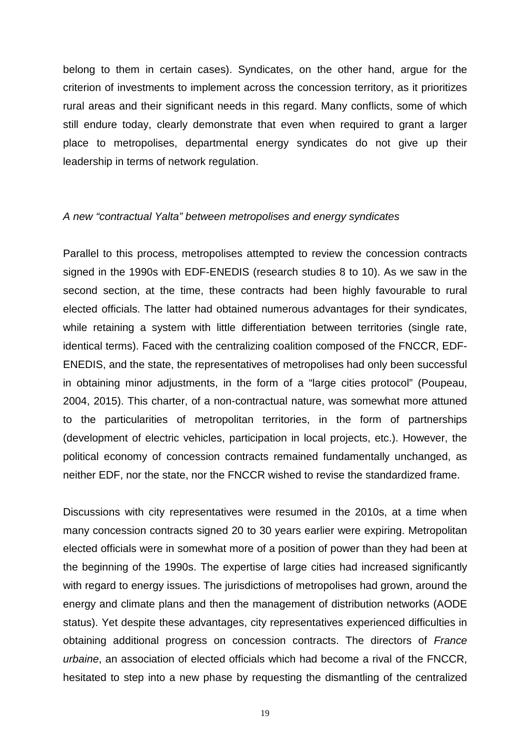belong to them in certain cases). Syndicates, on the other hand, argue for the criterion of investments to implement across the concession territory, as it prioritizes rural areas and their significant needs in this regard. Many conflicts, some of which still endure today, clearly demonstrate that even when required to grant a larger place to metropolises, departmental energy syndicates do not give up their leadership in terms of network regulation.

*A new "contractual Yalta" between metropolises and energy syndicates*

Parallel to this process, metropolises attempted to review the concession contracts signed in the 1990s with EDF-ENEDIS (research studies 8 to 10). As we saw in the second section, at the time, these contracts had been highly favourable to rural elected officials. The latter had obtained numerous advantages for their syndicates, while retaining a system with little differentiation between territories (single rate, identical terms). Faced with the centralizing coalition composed of the FNCCR, EDF-ENEDIS, and the state, the representatives of metropolises had only been successful in obtaining minor adjustments, in the form of a "large cities protocol" (Poupeau, 2004, 2015). This charter, of a non-contractual nature, was somewhat more attuned to the particularities of metropolitan territories, in the form of partnerships (development of electric vehicles, participation in local projects, etc.). However, the political economy of concession contracts remained fundamentally unchanged, as neither EDF, nor the state, nor the FNCCR wished to revise the standardized frame.

Discussions with city representatives were resumed in the 2010s, at a time when many concession contracts signed 20 to 30 years earlier were expiring. Metropolitan elected officials were in somewhat more of a position of power than they had been at the beginning of the 1990s. The expertise of large cities had increased significantly with regard to energy issues. The jurisdictions of metropolises had grown, around the energy and climate plans and then the management of distribution networks (AODE status). Yet despite these advantages, city representatives experienced difficulties in obtaining additional progress on concession contracts. The directors of *France urbaine*, an association of elected officials which had become a rival of the FNCCR, hesitated to step into a new phase by requesting the dismantling of the centralized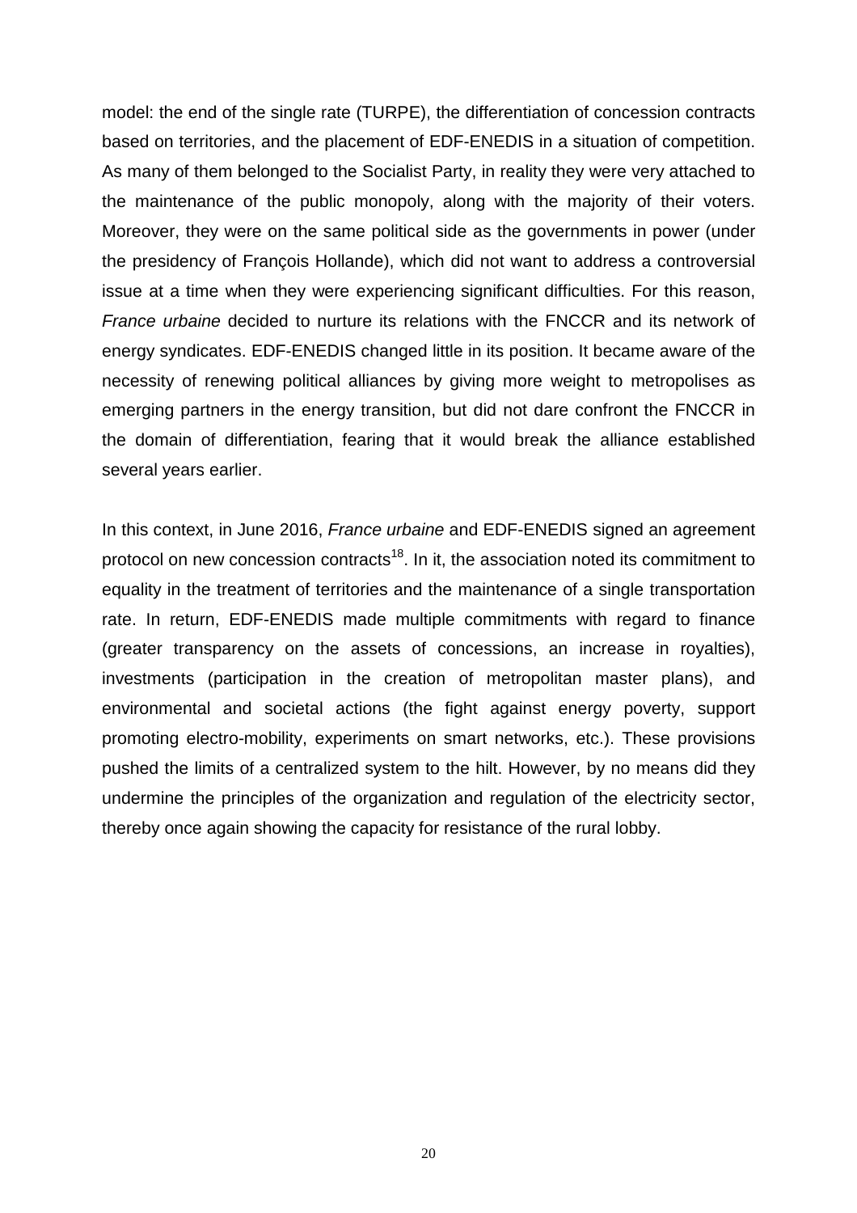model: the end of the single rate (TURPE), the differentiation of concession contracts based on territories, and the placement of EDF-ENEDIS in a situation of competition. As many of them belonged to the Socialist Party, in reality they were very attached to the maintenance of the public monopoly, along with the majority of their voters. Moreover, they were on the same political side as the governments in power (under the presidency of François Hollande), which did not want to address a controversial issue at a time when they were experiencing significant difficulties. For this reason, *France urbaine* decided to nurture its relations with the FNCCR and its network of energy syndicates. EDF-ENEDIS changed little in its position. It became aware of the necessity of renewing political alliances by giving more weight to metropolises as emerging partners in the energy transition, but did not dare confront the FNCCR in the domain of differentiation, fearing that it would break the alliance established several years earlier.

In this context, in June 2016, *France urbaine* and EDF-ENEDIS signed an agreement protocol on new concession contracts[18]. In it, the association noted its commitment to equality in the treatment of territories and the maintenance of a single transportation rate. In return, EDF-ENEDIS made multiple commitments with regard to finance (greater transparency on the assets of concessions, an increase in royalties), investments (participation in the creation of metropolitan master plans), and environmental and societal actions (the fight against energy poverty, support promoting electro-mobility, experiments on smart networks, etc.). These provisions pushed the limits of a centralized system to the hilt. However, by no means did they undermine the principles of the organization and regulation of the electricity sector, thereby once again showing the capacity for resistance of the rural lobby.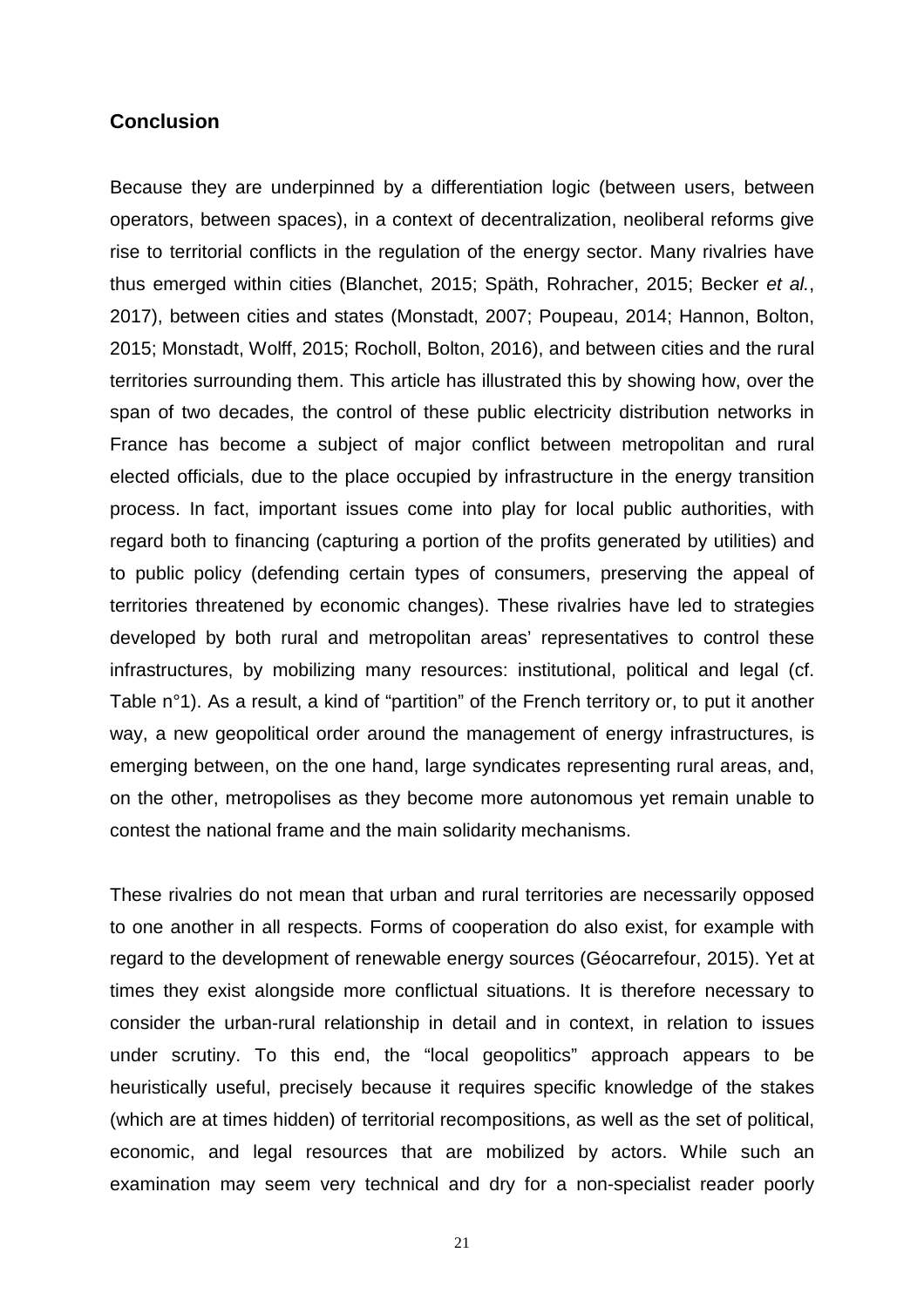## Conclusion

Because they are underpinned by a differentiation logic (between users, between operators, between spaces), in a context of decentralization, neoliberal reforms give rise to territorial conflicts in the regulation of the energy sector. Many rivalries have thus emerged within cities (Blanchet, 2015; Späth, Rohracher, 2015; Becker *et al.*, 2017), between cities and states (Monstadt, 2007; Poupeau, 2014; Hannon, Bolton, 2015; Monstadt, Wolff, 2015; Rocholl, Bolton, 2016), and between cities and the rural territories surrounding them. This article has illustrated this by showing how, over the span of two decades, the control of these public electricity distribution networks in France has become a subject of major conflict between metropolitan and rural elected officials, due to the place occupied by infrastructure in the energy transition process. In fact, important issues come into play for local public authorities, with regard both to financing (capturing a portion of the profits generated by utilities) and to public policy (defending certain types of consumers, preserving the appeal of territories threatened by economic changes). These rivalries have led to strategies developed by both rural and metropolitan areas' representatives to control these infrastructures, by mobilizing many resources: institutional, political and legal (cf. Table n°1). As a result, a kind of "partition" of the French territory or, to put it another way, a new geopolitical order around the management of energy infrastructures, is emerging between, on the one hand, large syndicates representing rural areas, and, on the other, metropolises as they become more autonomous yet remain unable to contest the national frame and the main solidarity mechanisms.

These rivalries do not mean that urban and rural territories are necessarily opposed to one another in all respects. Forms of cooperation do also exist, for example with regard to the development of renewable energy sources (Géocarrefour, 2015). Yet at times they exist alongside more conflictual situations. It is therefore necessary to consider the urban-rural relationship in detail and in context, in relation to issues under scrutiny. To this end, the "local geopolitics" approach appears to be heuristically useful, precisely because it requires specific knowledge of the stakes (which are at times hidden) of territorial recompositions, as well as the set of political, economic, and legal resources that are mobilized by actors. While such an examination may seem very technical and dry for a non-specialist reader poorly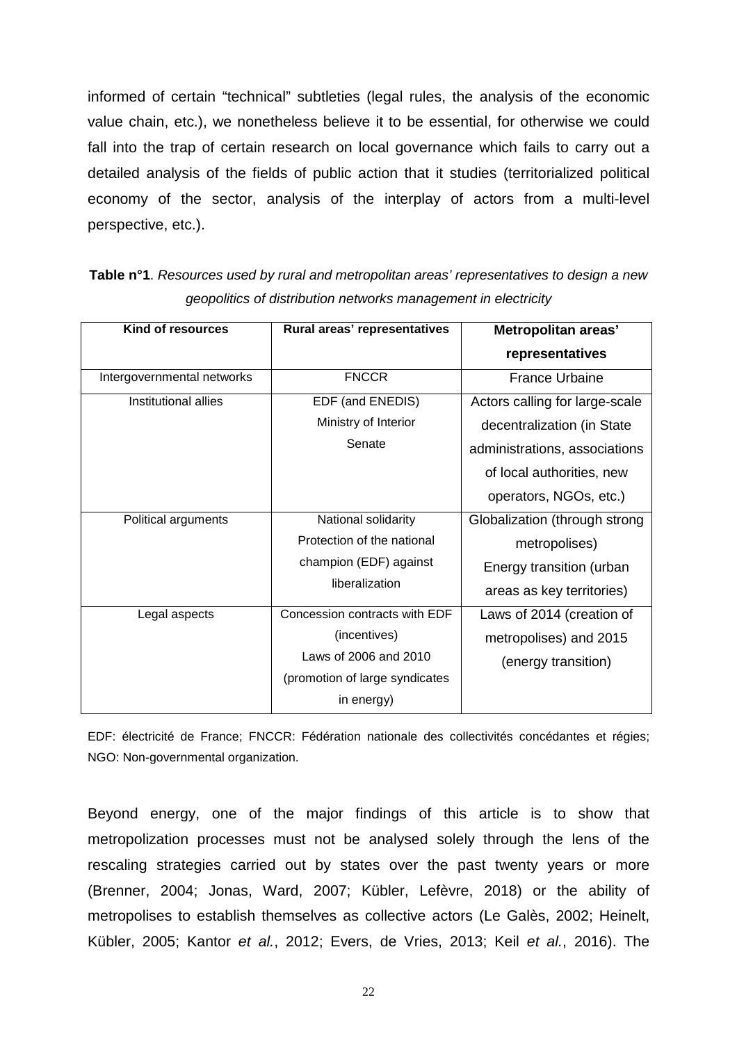informed of certain "technical" subtleties (legal rules, the analysis of the economic value chain, etc.), we nonetheless believe it to be essential, for otherwise we could fall into the trap of certain research on local governance which fails to carry out a detailed analysis of the fields of public action that it studies (territorialized political economy of the sector, analysis of the interplay of actors from a multi-level perspective, etc.).

**Table n°1**. *Resources used by rural and metropolitan areas' representatives to design a new geopolitics of distribution networks management in electricity*

| Kind of resources | Rural areas' representatives | Metropolitan areas' representatives |
|---|---|---|
| Intergovernmental networks | FNCCR | France Urbaine |
| Institutional allies | EDF (and ENEDIS)<br>Ministry of Interior<br>Senate | Actors calling for large-scale decentralization (in State administrations, associations of local authorities, new operators, NGOs, etc.) |
| Political arguments | National solidarity<br>Protection of the national champion (EDF) against liberalization | Globalization (through strong metropolises)<br>Energy transition (urban areas as key territories) |
| Legal aspects | Concession contracts with EDF (incentives)<br>Laws of 2006 and 2010 (promotion of large syndicates in energy) | Laws of 2014 (creation of metropolises) and 2015 (energy transition) |

EDF: électricité de France; FNCCR: Fédération nationale des collectivités concédantes et régies; NGO: Non-governmental organization.

Beyond energy, one of the major findings of this article is to show that metropolization processes must not be analysed solely through the lens of the rescaling strategies carried out by states over the past twenty years or more (Brenner, 2004; Jonas, Ward, 2007; Kübler, Lefèvre, 2018) or the ability of metropolises to establish themselves as collective actors (Le Galès, 2002; Heinelt, Kübler, 2005; Kantor *et al.*, 2012; Evers, de Vries, 2013; Keil *et al.*, 2016). The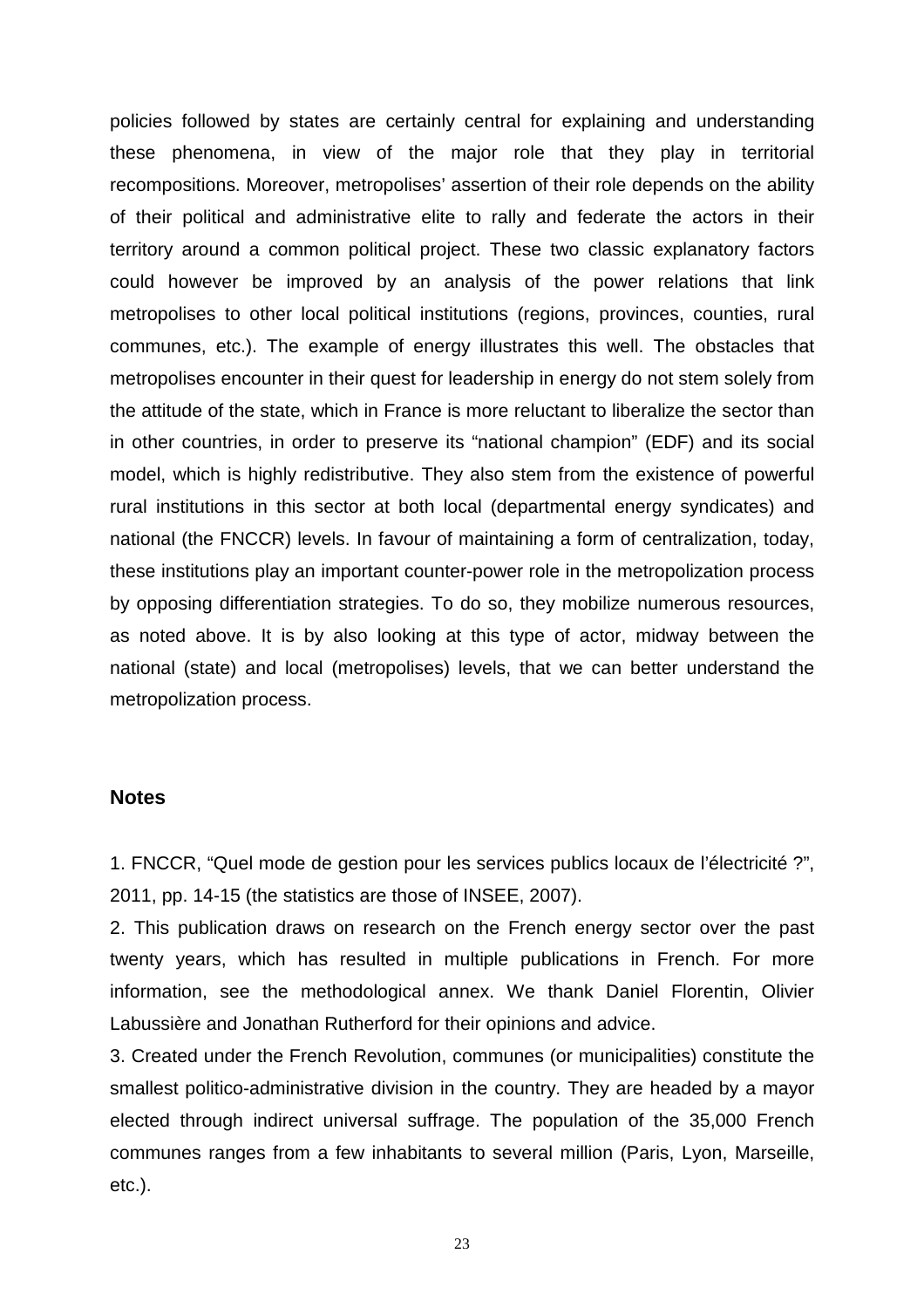policies followed by states are certainly central for explaining and understanding these phenomena, in view of the major role that they play in territorial recompositions. Moreover, metropolises' assertion of their role depends on the ability of their political and administrative elite to rally and federate the actors in their territory around a common political project. These two classic explanatory factors could however be improved by an analysis of the power relations that link metropolises to other local political institutions (regions, provinces, counties, rural communes, etc.). The example of energy illustrates this well. The obstacles that metropolises encounter in their quest for leadership in energy do not stem solely from the attitude of the state, which in France is more reluctant to liberalize the sector than in other countries, in order to preserve its "national champion" (EDF) and its social model, which is highly redistributive. They also stem from the existence of powerful rural institutions in this sector at both local (departmental energy syndicates) and national (the FNCCR) levels. In favour of maintaining a form of centralization, today, these institutions play an important counter-power role in the metropolization process by opposing differentiation strategies. To do so, they mobilize numerous resources, as noted above. It is by also looking at this type of actor, midway between the national (state) and local (metropolises) levels, that we can better understand the metropolization process.

## Notes

1. FNCCR, "Quel mode de gestion pour les services publics locaux de l'électricité ?", 2011, pp. 14-15 (the statistics are those of INSEE, 2007).

2. This publication draws on research on the French energy sector over the past twenty years, which has resulted in multiple publications in French. For more information, see the methodological annex. We thank Daniel Florentin, Olivier Labussière and Jonathan Rutherford for their opinions and advice.

3. Created under the French Revolution, communes (or municipalities) constitute the smallest politico-administrative division in the country. They are headed by a mayor elected through indirect universal suffrage. The population of the 35,000 French communes ranges from a few inhabitants to several million (Paris, Lyon, Marseille, etc.).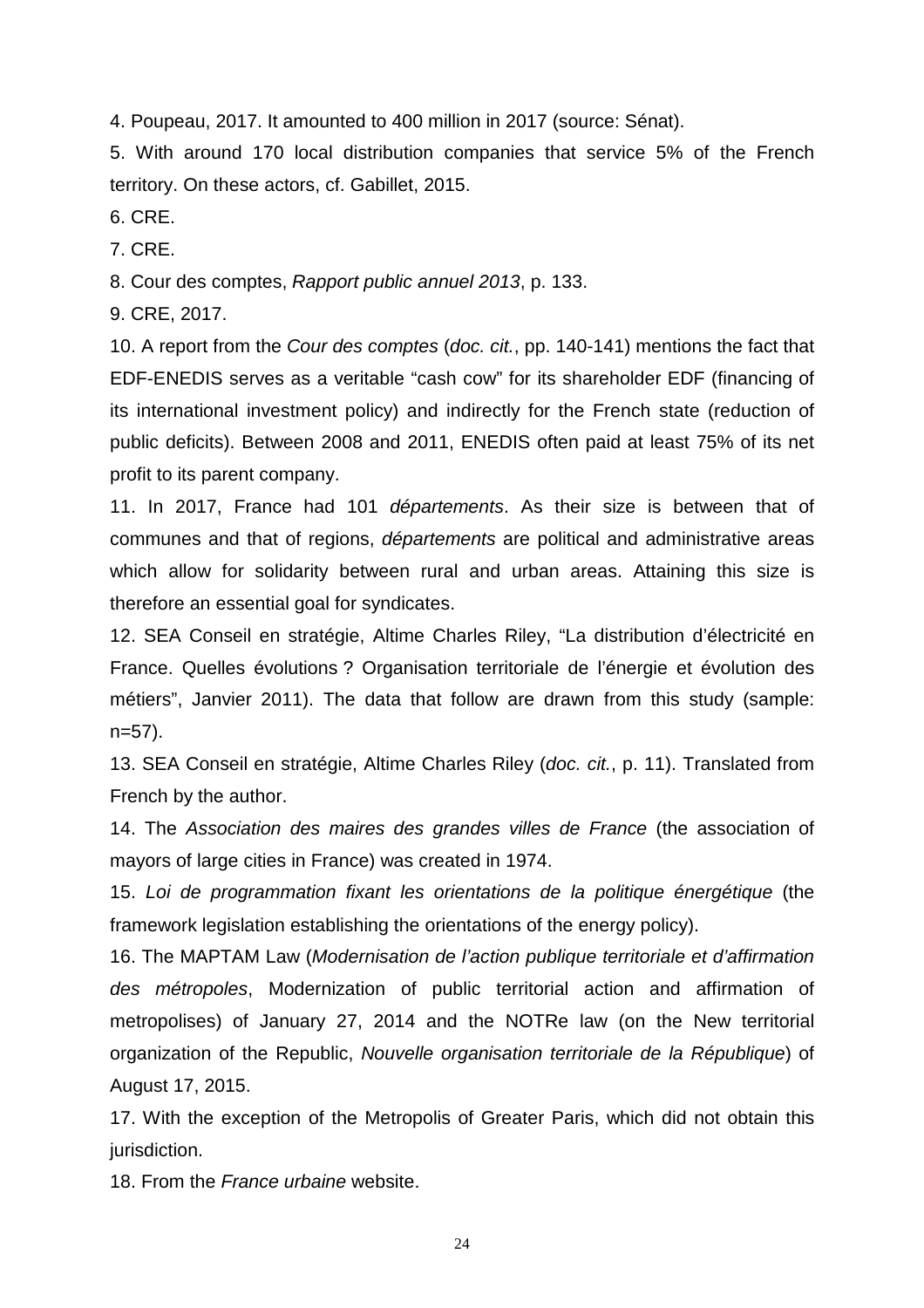4. Poupeau, 2017. It amounted to 400 million in 2017 (source: Sénat).

5. With around 170 local distribution companies that service 5% of the French territory. On these actors, cf. Gabillet, 2015.

6. CRE.

7. CRE.

8. Cour des comptes, *Rapport public annuel 2013*, p. 133.

9. CRE, 2017.

10. A report from the *Cour des comptes* (*doc. cit.*, pp. 140-141) mentions the fact that EDF-ENEDIS serves as a veritable "cash cow" for its shareholder EDF (financing of its international investment policy) and indirectly for the French state (reduction of public deficits). Between 2008 and 2011, ENEDIS often paid at least 75% of its net profit to its parent company.

11. In 2017, France had 101 *départements*. As their size is between that of communes and that of regions, *départements* are political and administrative areas which allow for solidarity between rural and urban areas. Attaining this size is therefore an essential goal for syndicates.

12. SEA Conseil en stratégie, Altime Charles Riley, "La distribution d'électricité en France. Quelles évolutions ? Organisation territoriale de l'énergie et évolution des métiers", Janvier 2011). The data that follow are drawn from this study (sample: n=57).

13. SEA Conseil en stratégie, Altime Charles Riley (*doc. cit.*, p. 11). Translated from French by the author.

14. The *Association des maires des grandes villes de France* (the association of mayors of large cities in France) was created in 1974.

15. *Loi de programmation fixant les orientations de la politique énergétique* (the framework legislation establishing the orientations of the energy policy).

16. The MAPTAM Law (*Modernisation de l'action publique territoriale et d'affirmation des métropoles*, Modernization of public territorial action and affirmation of metropolises) of January 27, 2014 and the NOTRe law (on the New territorial organization of the Republic, *Nouvelle organisation territoriale de la République*) of August 17, 2015.

17. With the exception of the Metropolis of Greater Paris, which did not obtain this jurisdiction.

18. From the *France urbaine* website.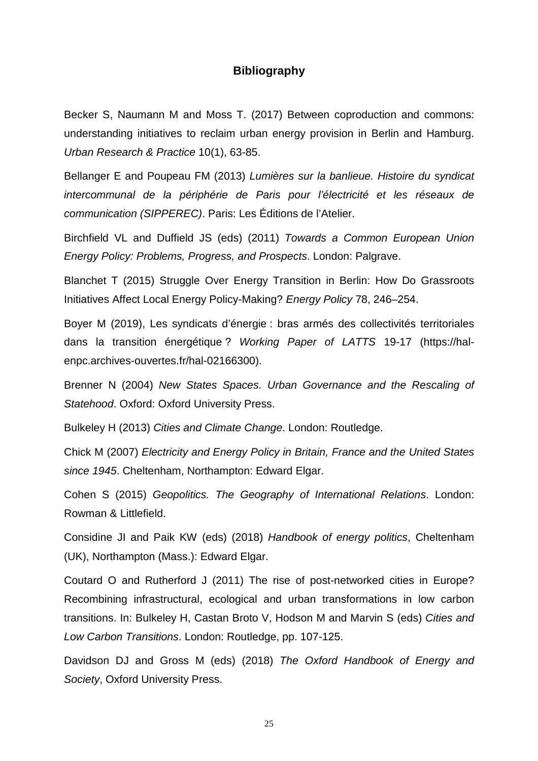## Bibliography

Becker S, Naumann M and Moss T. (2017) Between coproduction and commons: understanding initiatives to reclaim urban energy provision in Berlin and Hamburg. *Urban Research & Practice* 10(1), 63-85.

Bellanger E and Poupeau FM (2013) *Lumières sur la banlieue. Histoire du syndicat intercommunal de la périphérie de Paris pour l'électricité et les réseaux de communication (SIPPEREC)*. Paris: Les Éditions de l'Atelier.

Birchfield VL and Duffield JS (eds) (2011) *Towards a Common European Union Energy Policy: Problems, Progress, and Prospects*. London: Palgrave.

Blanchet T (2015) Struggle Over Energy Transition in Berlin: How Do Grassroots Initiatives Affect Local Energy Policy-Making? *Energy Policy* 78, 246–254.

Boyer M (2019), Les syndicats d'énergie : bras armés des collectivités territoriales dans la transition énergétique ? *Working Paper of LATTS* 19-17 (https://hal-enpc.archives-ouvertes.fr/hal-02166300).

Brenner N (2004) *New States Spaces. Urban Governance and the Rescaling of Statehood*. Oxford: Oxford University Press.

Bulkeley H (2013) *Cities and Climate Change*. London: Routledge.

Chick M (2007) *Electricity and Energy Policy in Britain, France and the United States since 1945*. Cheltenham, Northampton: Edward Elgar.

Cohen S (2015) *Geopolitics. The Geography of International Relations*. London: Rowman & Littlefield.

Considine JI and Paik KW (eds) (2018) *Handbook of energy politics*, Cheltenham (UK), Northampton (Mass.): Edward Elgar.

Coutard O and Rutherford J (2011) The rise of post-networked cities in Europe? Recombining infrastructural, ecological and urban transformations in low carbon transitions. In: Bulkeley H, Castan Broto V, Hodson M and Marvin S (eds) *Cities and Low Carbon Transitions*. London: Routledge, pp. 107-125.

Davidson DJ and Gross M (eds) (2018) *The Oxford Handbook of Energy and Society*, Oxford University Press.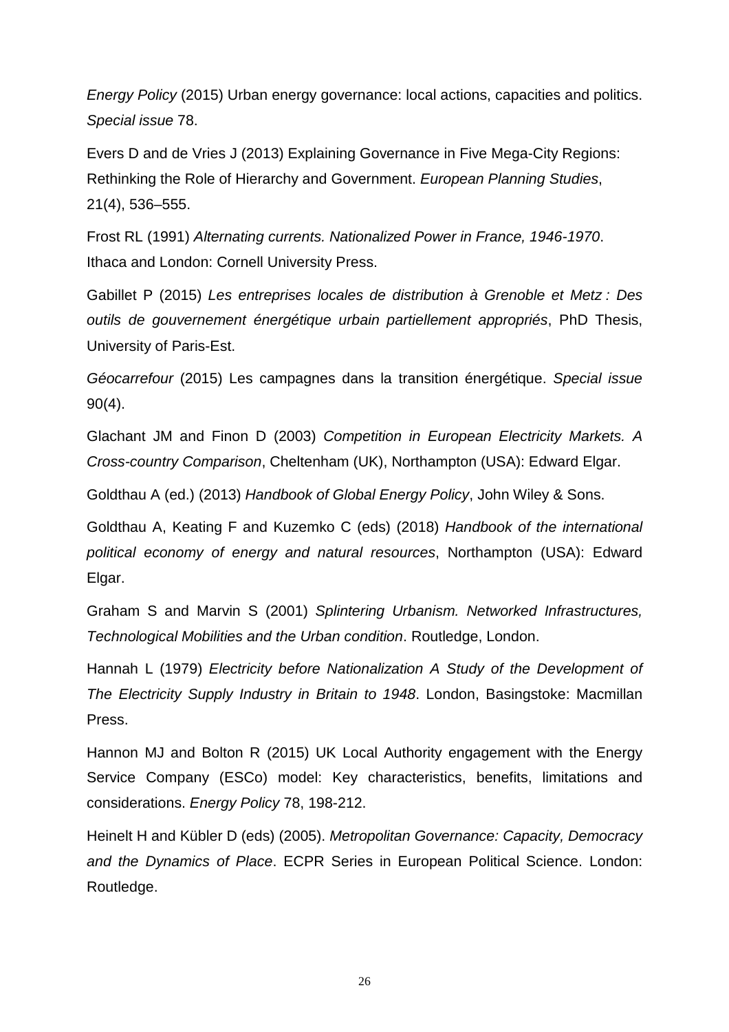*Energy Policy* (2015) Urban energy governance: local actions, capacities and politics. *Special issue* 78.

Evers D and de Vries J (2013) Explaining Governance in Five Mega-City Regions: Rethinking the Role of Hierarchy and Government. *European Planning Studies*, 21(4), 536–555.

Frost RL (1991) *Alternating currents. Nationalized Power in France, 1946-1970*. Ithaca and London: Cornell University Press.

Gabillet P (2015) *Les entreprises locales de distribution à Grenoble et Metz : Des outils de gouvernement énergétique urbain partiellement appropriés*, PhD Thesis, University of Paris-Est.

*Géocarrefour* (2015) Les campagnes dans la transition énergétique. *Special issue* 90(4).

Glachant JM and Finon D (2003) *Competition in European Electricity Markets. A Cross-country Comparison*, Cheltenham (UK), Northampton (USA): Edward Elgar.

Goldthau A (ed.) (2013) *Handbook of Global Energy Policy*, John Wiley & Sons.

Goldthau A, Keating F and Kuzemko C (eds) (2018) *Handbook of the international political economy of energy and natural resources*, Northampton (USA): Edward Elgar.

Graham S and Marvin S (2001) *Splintering Urbanism. Networked Infrastructures, Technological Mobilities and the Urban condition*. Routledge, London.

Hannah L (1979) *Electricity before Nationalization A Study of the Development of The Electricity Supply Industry in Britain to 1948*. London, Basingstoke: Macmillan Press.

Hannon MJ and Bolton R (2015) UK Local Authority engagement with the Energy Service Company (ESCo) model: Key characteristics, benefits, limitations and considerations. *Energy Policy* 78, 198-212.

Heinelt H and Kübler D (eds) (2005). *Metropolitan Governance: Capacity, Democracy and the Dynamics of Place*. ECPR Series in European Political Science. London: Routledge.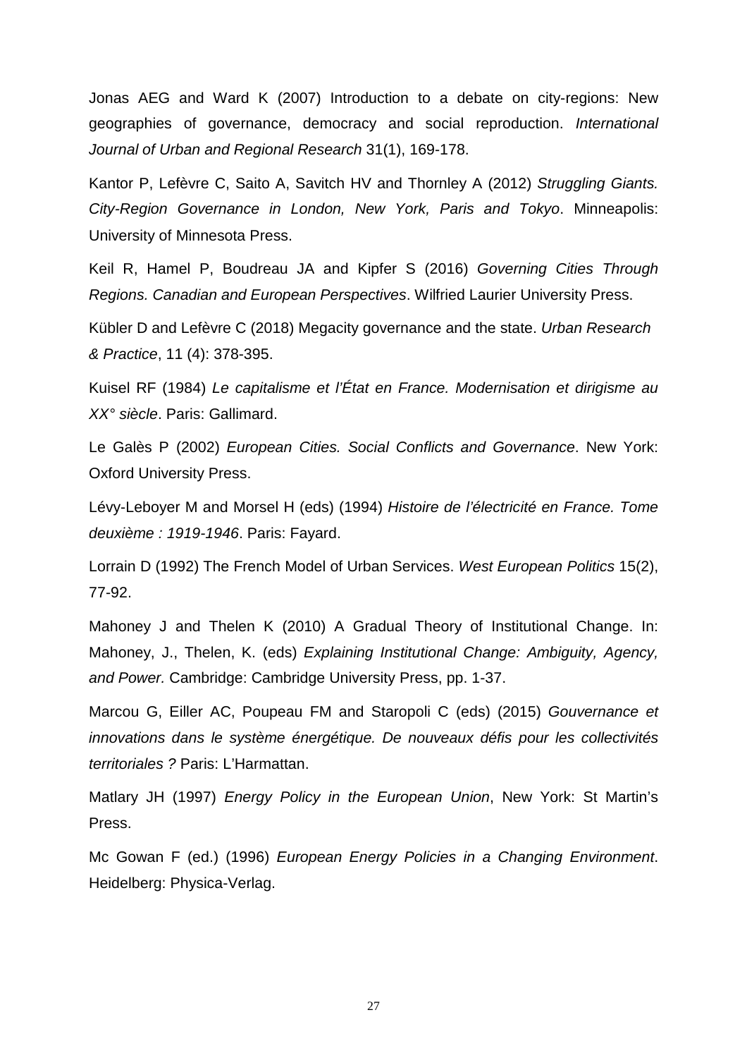Jonas AEG and Ward K (2007) Introduction to a debate on city-regions: New geographies of governance, democracy and social reproduction. *International Journal of Urban and Regional Research* 31(1), 169-178.

Kantor P, Lefèvre C, Saito A, Savitch HV and Thornley A (2012) *Struggling Giants. City-Region Governance in London, New York, Paris and Tokyo*. Minneapolis: University of Minnesota Press.

Keil R, Hamel P, Boudreau JA and Kipfer S (2016) *Governing Cities Through Regions. Canadian and European Perspectives*. Wilfried Laurier University Press.

Kübler D and Lefèvre C (2018) Megacity governance and the state. *Urban Research & Practice*, 11 (4): 378-395.

Kuisel RF (1984) *Le capitalisme et l'État en France. Modernisation et dirigisme au XX° siècle*. Paris: Gallimard.

Le Galès P (2002) *European Cities. Social Conflicts and Governance*. New York: Oxford University Press.

Lévy-Leboyer M and Morsel H (eds) (1994) *Histoire de l'électricité en France. Tome deuxième : 1919-1946*. Paris: Fayard.

Lorrain D (1992) The French Model of Urban Services. *West European Politics* 15(2), 77-92.

Mahoney J and Thelen K (2010) A Gradual Theory of Institutional Change. In: Mahoney, J., Thelen, K. (eds) *Explaining Institutional Change: Ambiguity, Agency, and Power.* Cambridge: Cambridge University Press, pp. 1-37.

Marcou G, Eiller AC, Poupeau FM and Staropoli C (eds) (2015) *Gouvernance et innovations dans le système énergétique. De nouveaux défis pour les collectivités territoriales ?* Paris: L'Harmattan.

Matlary JH (1997) *Energy Policy in the European Union*, New York: St Martin's Press.

Mc Gowan F (ed.) (1996) *European Energy Policies in a Changing Environment*. Heidelberg: Physica-Verlag.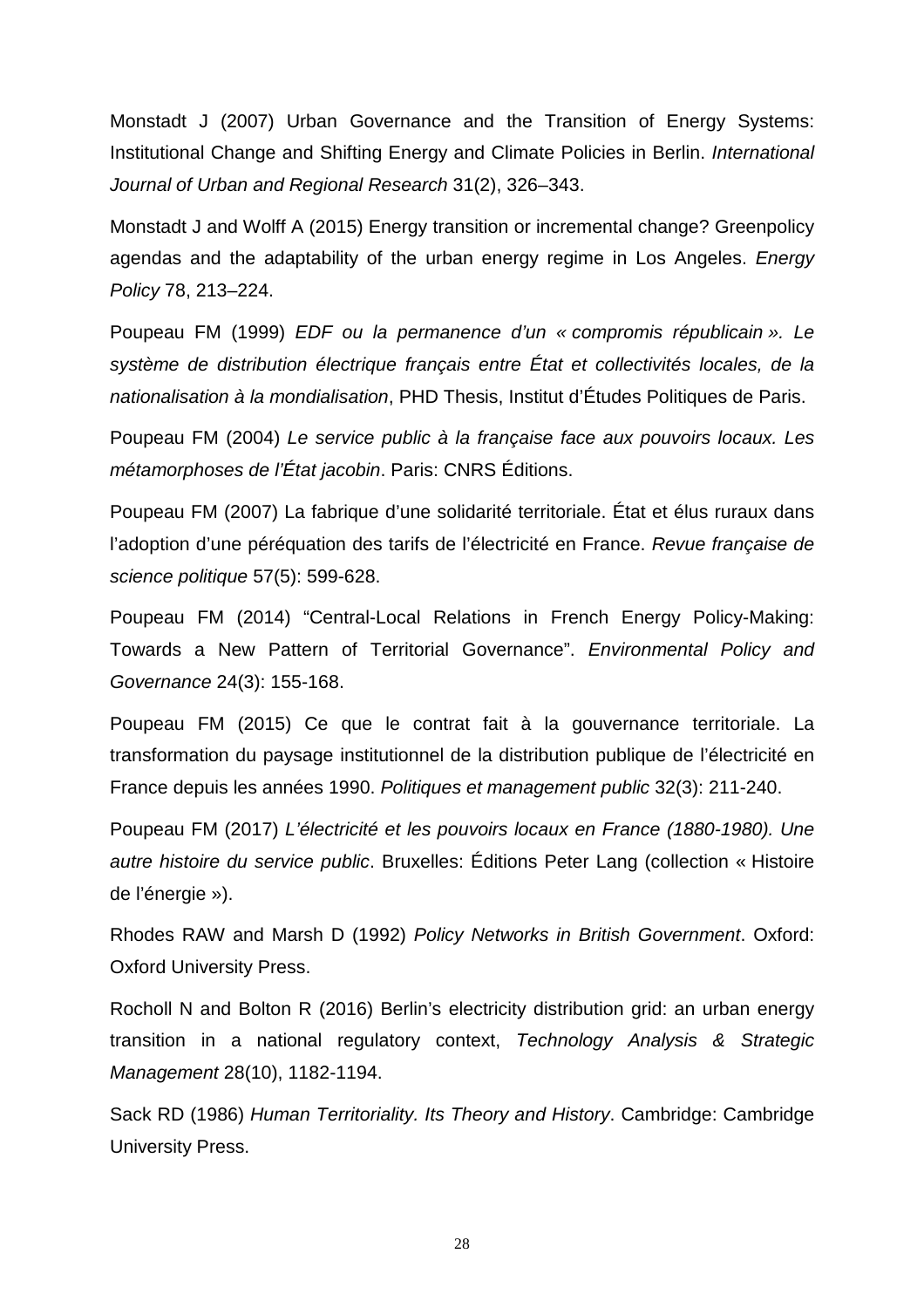Monstadt J (2007) Urban Governance and the Transition of Energy Systems: Institutional Change and Shifting Energy and Climate Policies in Berlin. *International Journal of Urban and Regional Research* 31(2), 326–343.

Monstadt J and Wolff A (2015) Energy transition or incremental change? Greenpolicy agendas and the adaptability of the urban energy regime in Los Angeles. *Energy Policy* 78, 213–224.

Poupeau FM (1999) *EDF ou la permanence d'un « compromis républicain ». Le système de distribution électrique français entre État et collectivités locales, de la nationalisation à la mondialisation*, PHD Thesis, Institut d'Études Politiques de Paris.

Poupeau FM (2004) *Le service public à la française face aux pouvoirs locaux. Les métamorphoses de l'État jacobin*. Paris: CNRS Éditions.

Poupeau FM (2007) La fabrique d'une solidarité territoriale. État et élus ruraux dans l'adoption d'une péréquation des tarifs de l'électricité en France. *Revue française de science politique* 57(5): 599-628.

Poupeau FM (2014) "Central-Local Relations in French Energy Policy-Making: Towards a New Pattern of Territorial Governance". *Environmental Policy and Governance* 24(3): 155-168.

Poupeau FM (2015) Ce que le contrat fait à la gouvernance territoriale. La transformation du paysage institutionnel de la distribution publique de l'électricité en France depuis les années 1990. *Politiques et management public* 32(3): 211-240.

Poupeau FM (2017) *L'électricité et les pouvoirs locaux en France (1880-1980). Une autre histoire du service public*. Bruxelles: Éditions Peter Lang (collection « Histoire de l'énergie »).

Rhodes RAW and Marsh D (1992) *Policy Networks in British Government*. Oxford: Oxford University Press.

Rocholl N and Bolton R (2016) Berlin's electricity distribution grid: an urban energy transition in a national regulatory context, *Technology Analysis & Strategic Management* 28(10), 1182-1194.

Sack RD (1986) *Human Territoriality. Its Theory and History*. Cambridge: Cambridge University Press.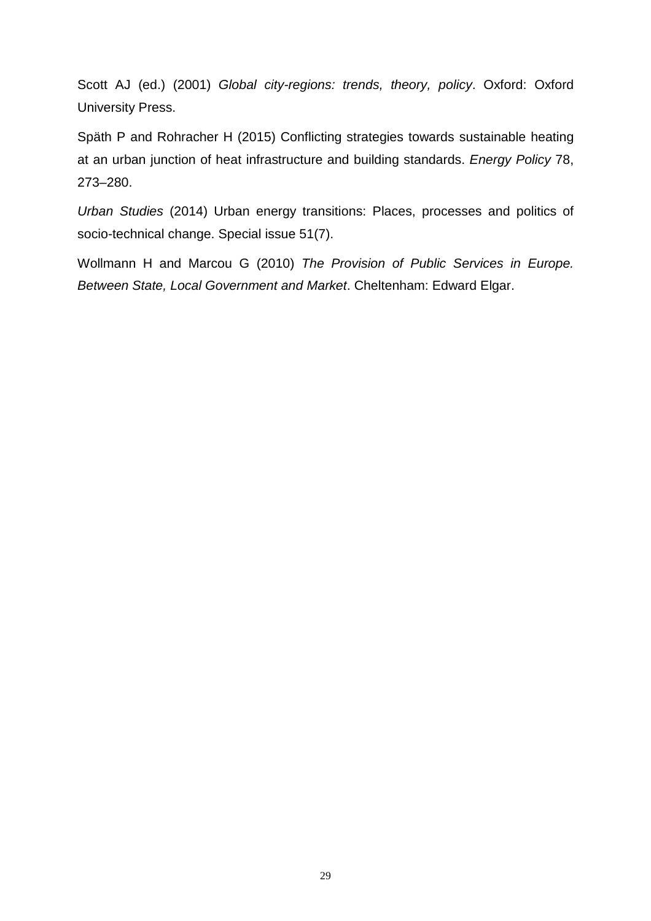Scott AJ (ed.) (2001) *Global city-regions: trends, theory, policy*. Oxford: Oxford University Press.

Späth P and Rohracher H (2015) Conflicting strategies towards sustainable heating at an urban junction of heat infrastructure and building standards. *Energy Policy* 78, 273–280.

*Urban Studies* (2014) Urban energy transitions: Places, processes and politics of socio-technical change. Special issue 51(7).

Wollmann H and Marcou G (2010) *The Provision of Public Services in Europe. Between State, Local Government and Market*. Cheltenham: Edward Elgar.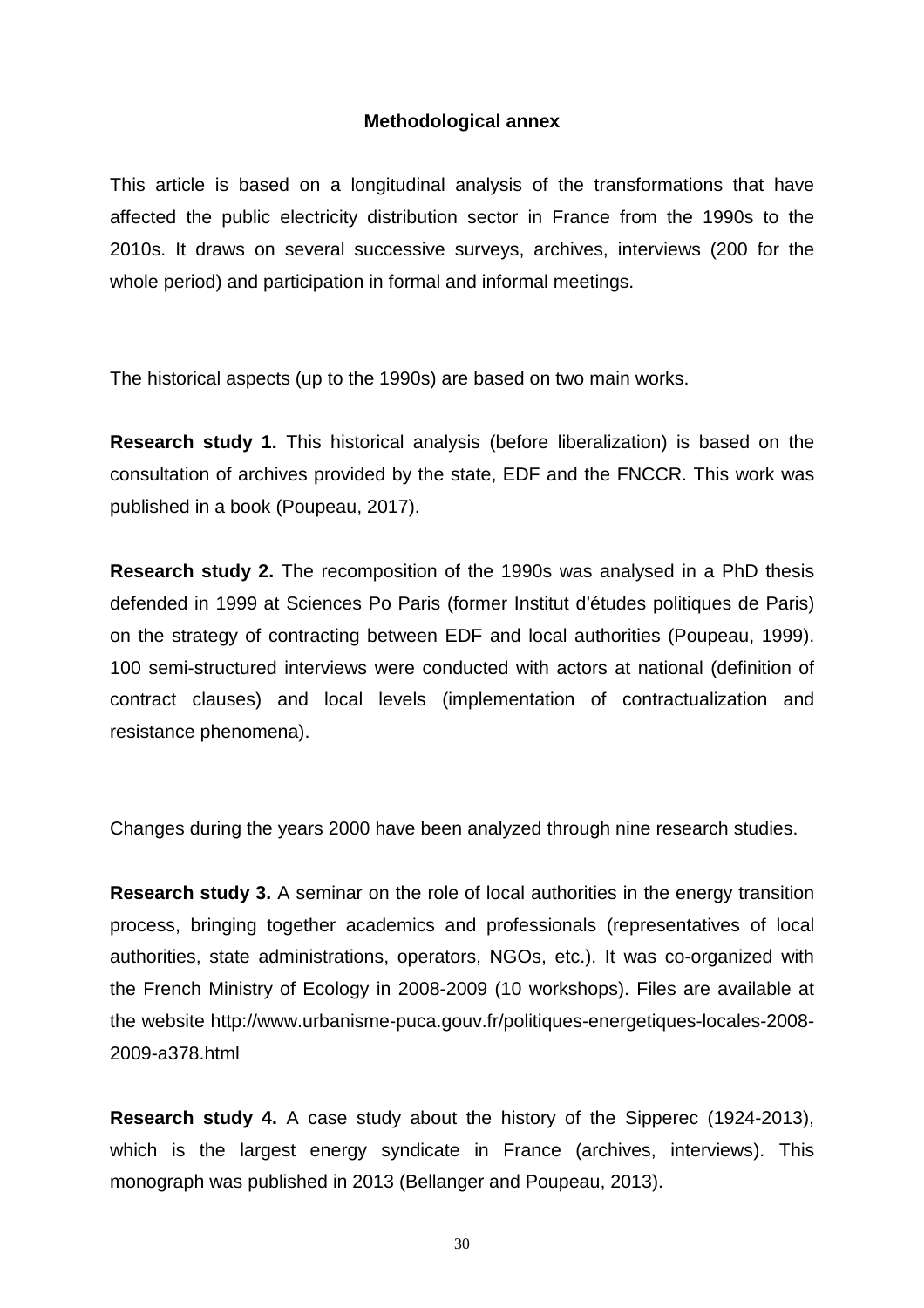## Methodological annex

This article is based on a longitudinal analysis of the transformations that have affected the public electricity distribution sector in France from the 1990s to the 2010s. It draws on several successive surveys, archives, interviews (200 for the whole period) and participation in formal and informal meetings.

The historical aspects (up to the 1990s) are based on two main works.

**Research study 1.** This historical analysis (before liberalization) is based on the consultation of archives provided by the state, EDF and the FNCCR. This work was published in a book (Poupeau, 2017).

**Research study 2.** The recomposition of the 1990s was analysed in a PhD thesis defended in 1999 at Sciences Po Paris (former Institut d'études politiques de Paris) on the strategy of contracting between EDF and local authorities (Poupeau, 1999). 100 semi-structured interviews were conducted with actors at national (definition of contract clauses) and local levels (implementation of contractualization and resistance phenomena).

Changes during the years 2000 have been analyzed through nine research studies.

**Research study 3.** A seminar on the role of local authorities in the energy transition process, bringing together academics and professionals (representatives of local authorities, state administrations, operators, NGOs, etc.). It was co-organized with the French Ministry of Ecology in 2008-2009 (10 workshops). Files are available at the website http://www.urbanisme-puca.gouv.fr/politiques-energetiques-locales-2008-2009-a378.html

**Research study 4.** A case study about the history of the Sipperec (1924-2013), which is the largest energy syndicate in France (archives, interviews). This monograph was published in 2013 (Bellanger and Poupeau, 2013).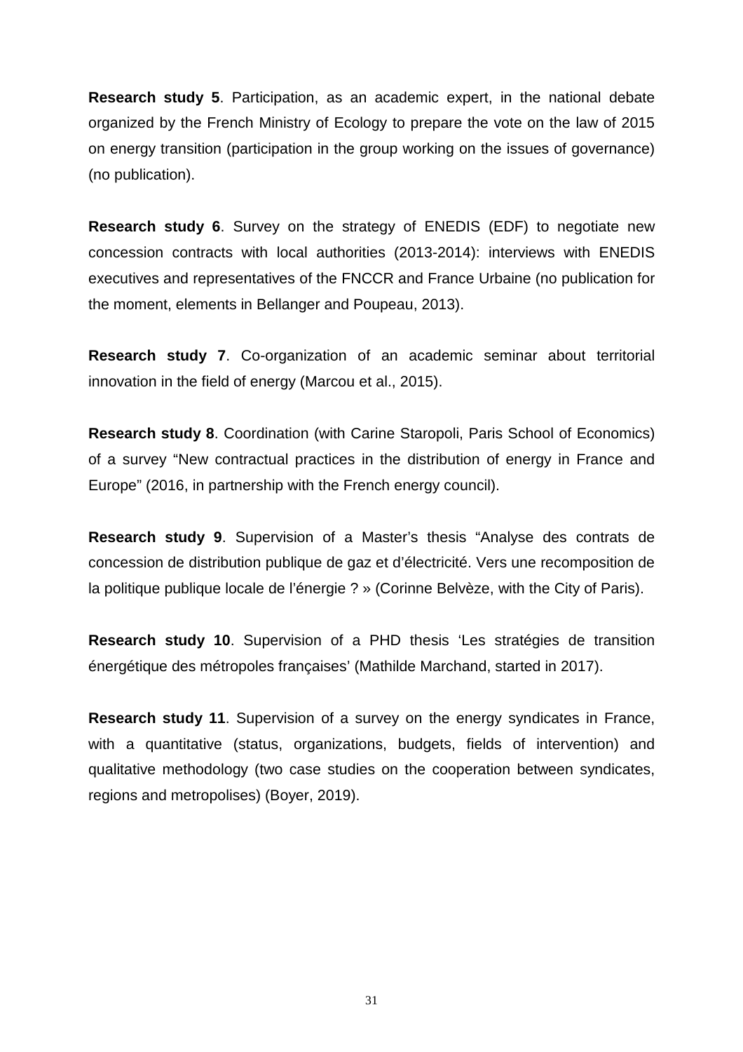**Research study 5**. Participation, as an academic expert, in the national debate organized by the French Ministry of Ecology to prepare the vote on the law of 2015 on energy transition (participation in the group working on the issues of governance) (no publication).

**Research study 6**. Survey on the strategy of ENEDIS (EDF) to negotiate new concession contracts with local authorities (2013-2014): interviews with ENEDIS executives and representatives of the FNCCR and France Urbaine (no publication for the moment, elements in Bellanger and Poupeau, 2013).

**Research study 7**. Co-organization of an academic seminar about territorial innovation in the field of energy (Marcou et al., 2015).

**Research study 8**. Coordination (with Carine Staropoli, Paris School of Economics) of a survey "New contractual practices in the distribution of energy in France and Europe" (2016, in partnership with the French energy council).

**Research study 9**. Supervision of a Master's thesis "Analyse des contrats de concession de distribution publique de gaz et d'électricité. Vers une recomposition de la politique publique locale de l'énergie ? » (Corinne Belvèze, with the City of Paris).

**Research study 10**. Supervision of a PHD thesis 'Les stratégies de transition énergétique des métropoles françaises' (Mathilde Marchand, started in 2017).

**Research study 11**. Supervision of a survey on the energy syndicates in France, with a quantitative (status, organizations, budgets, fields of intervention) and qualitative methodology (two case studies on the cooperation between syndicates, regions and metropolises) (Boyer, 2019).